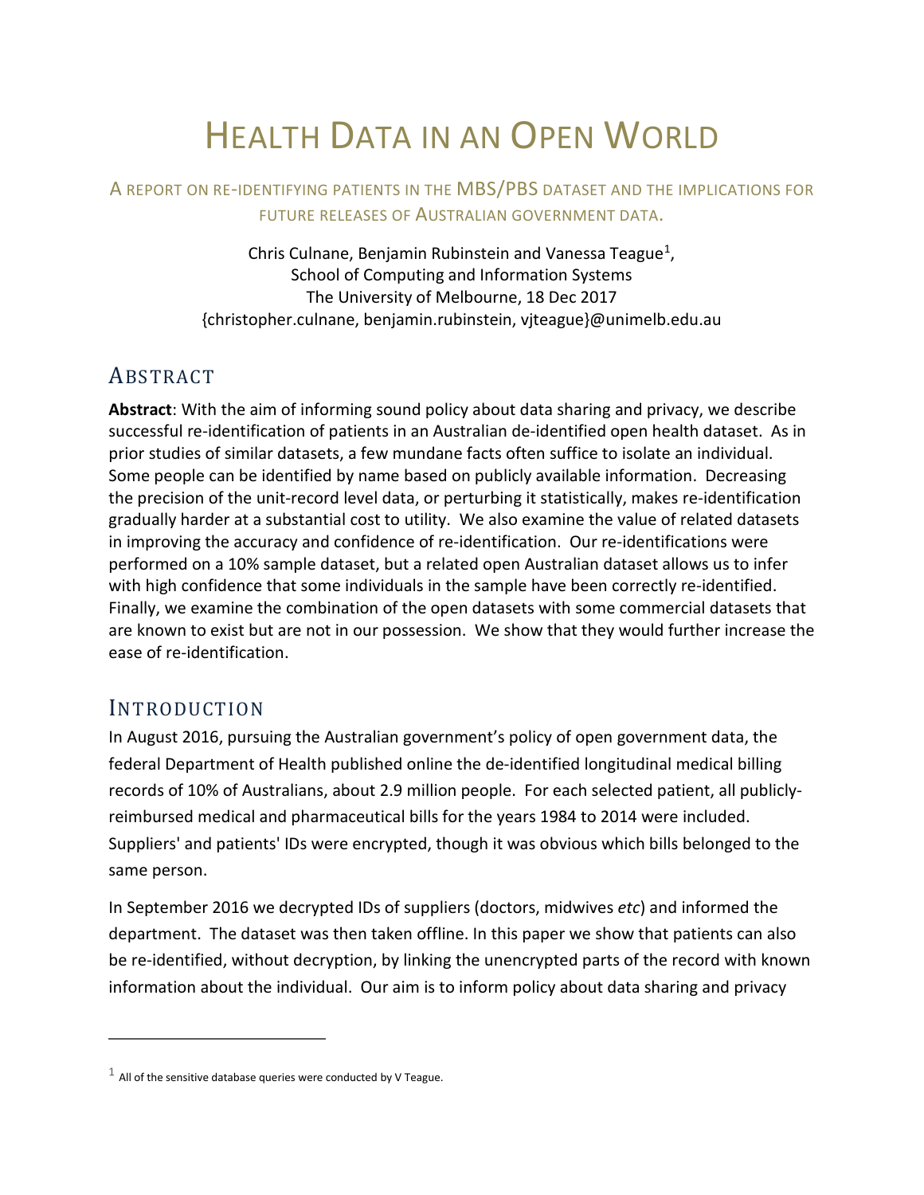# HEALTH DATA IN AN OPEN WORLD

A REPORT ON RE-IDENTIFYING PATIENTS IN THE MBS/PBS DATASET AND THE IMPLICATIONS FOR FUTURE RELEASES OF AUSTRALIAN GOVERNMENT DATA.

Chris Culnane, Benjamin Rubinstein and Vanessa Teague[1],
School of Computing and Information Systems
The University of Melbourne, 18 Dec 2017
{christopher.culnane, benjamin.rubinstein, vjteague}@unimelb.edu.au

## ABSTRACT

**Abstract**: With the aim of informing sound policy about data sharing and privacy, we describe successful re-identification of patients in an Australian de-identified open health dataset. As in prior studies of similar datasets, a few mundane facts often suffice to isolate an individual. Some people can be identified by name based on publicly available information. Decreasing the precision of the unit-record level data, or perturbing it statistically, makes re-identification gradually harder at a substantial cost to utility. We also examine the value of related datasets in improving the accuracy and confidence of re-identification. Our re-identifications were performed on a 10% sample dataset, but a related open Australian dataset allows us to infer with high confidence that some individuals in the sample have been correctly re-identified. Finally, we examine the combination of the open datasets with some commercial datasets that are known to exist but are not in our possession. We show that they would further increase the ease of re-identification.

## INTRODUCTION

In August 2016, pursuing the Australian government's policy of open government data, the federal Department of Health published online the de-identified longitudinal medical billing records of 10% of Australians, about 2.9 million people. For each selected patient, all publicly-reimbursed medical and pharmaceutical bills for the years 1984 to 2014 were included. Suppliers' and patients' IDs were encrypted, though it was obvious which bills belonged to the same person.

In September 2016 we decrypted IDs of suppliers (doctors, midwives *etc*) and informed the department. The dataset was then taken offline. In this paper we show that patients can also be re-identified, without decryption, by linking the unencrypted parts of the record with known information about the individual. Our aim is to inform policy about data sharing and privacy

[1] All of the sensitive database queries were conducted by V Teague.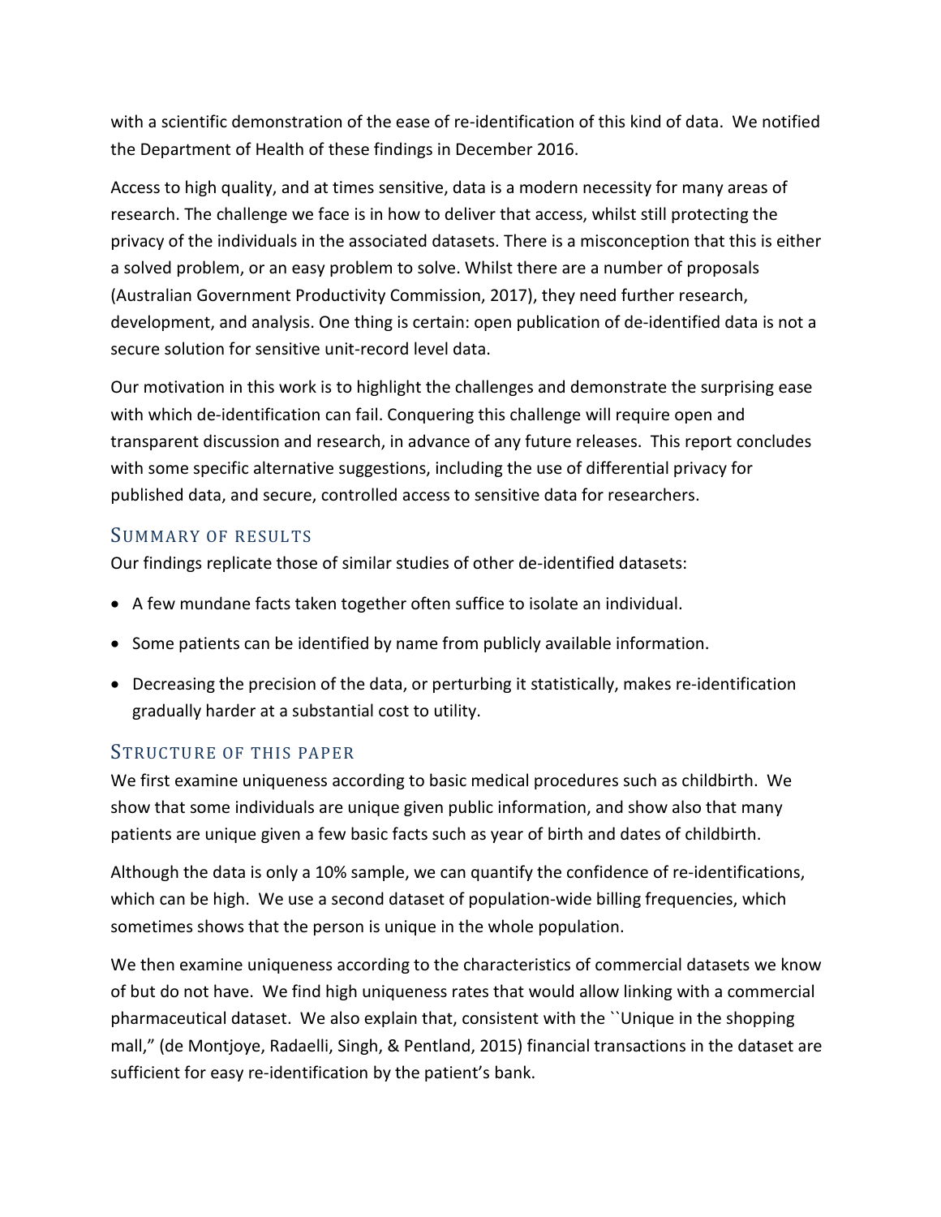with a scientific demonstration of the ease of re-identification of this kind of data. We notified the Department of Health of these findings in December 2016.

Access to high quality, and at times sensitive, data is a modern necessity for many areas of research. The challenge we face is in how to deliver that access, whilst still protecting the privacy of the individuals in the associated datasets. There is a misconception that this is either a solved problem, or an easy problem to solve. Whilst there are a number of proposals (Australian Government Productivity Commission, 2017), they need further research, development, and analysis. One thing is certain: open publication of de-identified data is not a secure solution for sensitive unit-record level data.

Our motivation in this work is to highlight the challenges and demonstrate the surprising ease with which de-identification can fail. Conquering this challenge will require open and transparent discussion and research, in advance of any future releases. This report concludes with some specific alternative suggestions, including the use of differential privacy for published data, and secure, controlled access to sensitive data for researchers.

## Summary of results

Our findings replicate those of similar studies of other de-identified datasets:

- A few mundane facts taken together often suffice to isolate an individual.
- Some patients can be identified by name from publicly available information.
- Decreasing the precision of the data, or perturbing it statistically, makes re-identification gradually harder at a substantial cost to utility.

## Structure of this paper

We first examine uniqueness according to basic medical procedures such as childbirth. We show that some individuals are unique given public information, and show also that many patients are unique given a few basic facts such as year of birth and dates of childbirth.

Although the data is only a 10% sample, we can quantify the confidence of re-identifications, which can be high. We use a second dataset of population-wide billing frequencies, which sometimes shows that the person is unique in the whole population.

We then examine uniqueness according to the characteristics of commercial datasets we know of but do not have. We find high uniqueness rates that would allow linking with a commercial pharmaceutical dataset. We also explain that, consistent with the ``Unique in the shopping mall," (de Montjoye, Radaelli, Singh, & Pentland, 2015) financial transactions in the dataset are sufficient for easy re-identification by the patient's bank.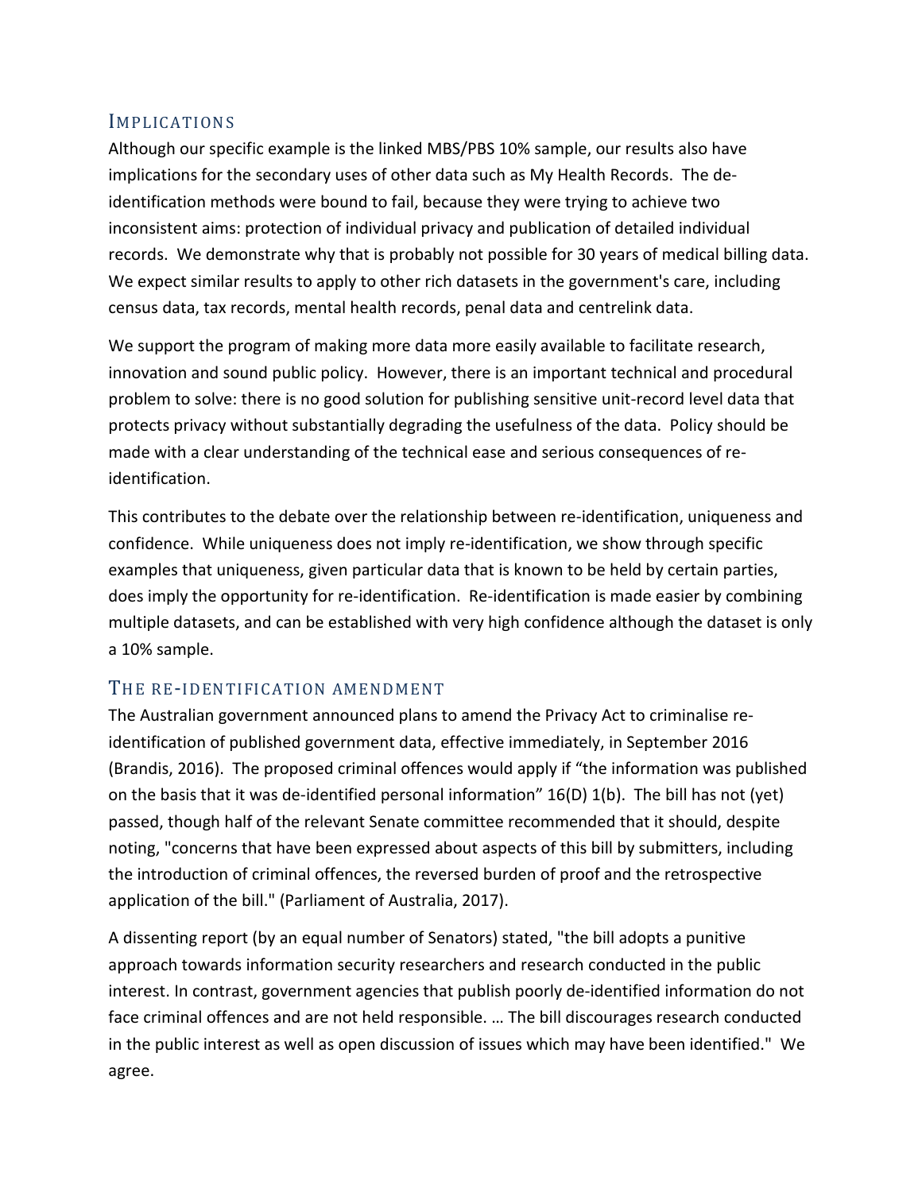## Implications

Although our specific example is the linked MBS/PBS 10% sample, our results also have implications for the secondary uses of other data such as My Health Records. The de-identification methods were bound to fail, because they were trying to achieve two inconsistent aims: protection of individual privacy and publication of detailed individual records. We demonstrate why that is probably not possible for 30 years of medical billing data. We expect similar results to apply to other rich datasets in the government's care, including census data, tax records, mental health records, penal data and centrelink data.

We support the program of making more data more easily available to facilitate research, innovation and sound public policy. However, there is an important technical and procedural problem to solve: there is no good solution for publishing sensitive unit-record level data that protects privacy without substantially degrading the usefulness of the data. Policy should be made with a clear understanding of the technical ease and serious consequences of re-identification.

This contributes to the debate over the relationship between re-identification, uniqueness and confidence. While uniqueness does not imply re-identification, we show through specific examples that uniqueness, given particular data that is known to be held by certain parties, does imply the opportunity for re-identification. Re-identification is made easier by combining multiple datasets, and can be established with very high confidence although the dataset is only a 10% sample.

## The re-identification amendment

The Australian government announced plans to amend the Privacy Act to criminalise re-identification of published government data, effective immediately, in September 2016 (Brandis, 2016). The proposed criminal offences would apply if "the information was published on the basis that it was de-identified personal information" 16(D) 1(b). The bill has not (yet) passed, though half of the relevant Senate committee recommended that it should, despite noting, "concerns that have been expressed about aspects of this bill by submitters, including the introduction of criminal offences, the reversed burden of proof and the retrospective application of the bill." (Parliament of Australia, 2017).

A dissenting report (by an equal number of Senators) stated, "the bill adopts a punitive approach towards information security researchers and research conducted in the public interest. In contrast, government agencies that publish poorly de-identified information do not face criminal offences and are not held responsible. … The bill discourages research conducted in the public interest as well as open discussion of issues which may have been identified." We agree.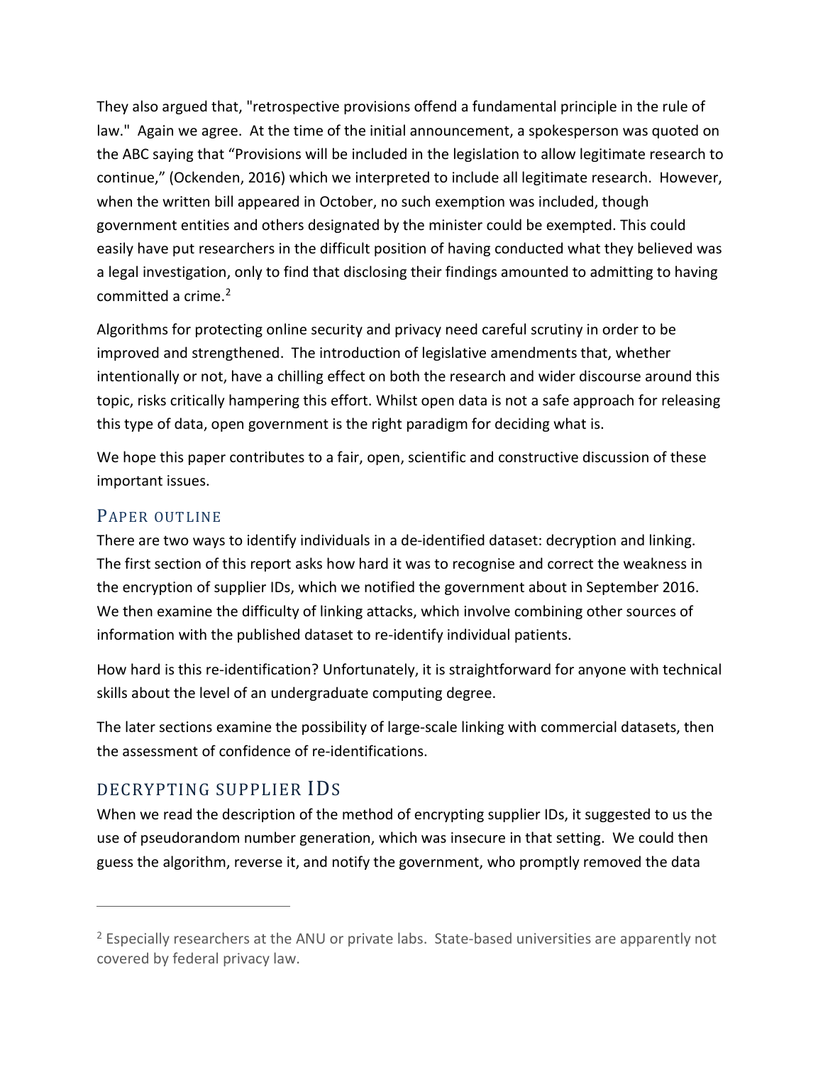They also argued that, "retrospective provisions offend a fundamental principle in the rule of law." Again we agree. At the time of the initial announcement, a spokesperson was quoted on the ABC saying that "Provisions will be included in the legislation to allow legitimate research to continue," (Ockenden, 2016) which we interpreted to include all legitimate research. However, when the written bill appeared in October, no such exemption was included, though government entities and others designated by the minister could be exempted. This could easily have put researchers in the difficult position of having conducted what they believed was a legal investigation, only to find that disclosing their findings amounted to admitting to having committed a crime.[2]

Algorithms for protecting online security and privacy need careful scrutiny in order to be improved and strengthened. The introduction of legislative amendments that, whether intentionally or not, have a chilling effect on both the research and wider discourse around this topic, risks critically hampering this effort. Whilst open data is not a safe approach for releasing this type of data, open government is the right paradigm for deciding what is.

We hope this paper contributes to a fair, open, scientific and constructive discussion of these important issues.

## Paper outline

There are two ways to identify individuals in a de-identified dataset: decryption and linking. The first section of this report asks how hard it was to recognise and correct the weakness in the encryption of supplier IDs, which we notified the government about in September 2016. We then examine the difficulty of linking attacks, which involve combining other sources of information with the published dataset to re-identify individual patients.

How hard is this re-identification? Unfortunately, it is straightforward for anyone with technical skills about the level of an undergraduate computing degree.

The later sections examine the possibility of large-scale linking with commercial datasets, then the assessment of confidence of re-identifications.

## Decrypting supplier IDs

When we read the description of the method of encrypting supplier IDs, it suggested to us the use of pseudorandom number generation, which was insecure in that setting. We could then guess the algorithm, reverse it, and notify the government, who promptly removed the data

[2] Especially researchers at the ANU or private labs. State-based universities are apparently not covered by federal privacy law.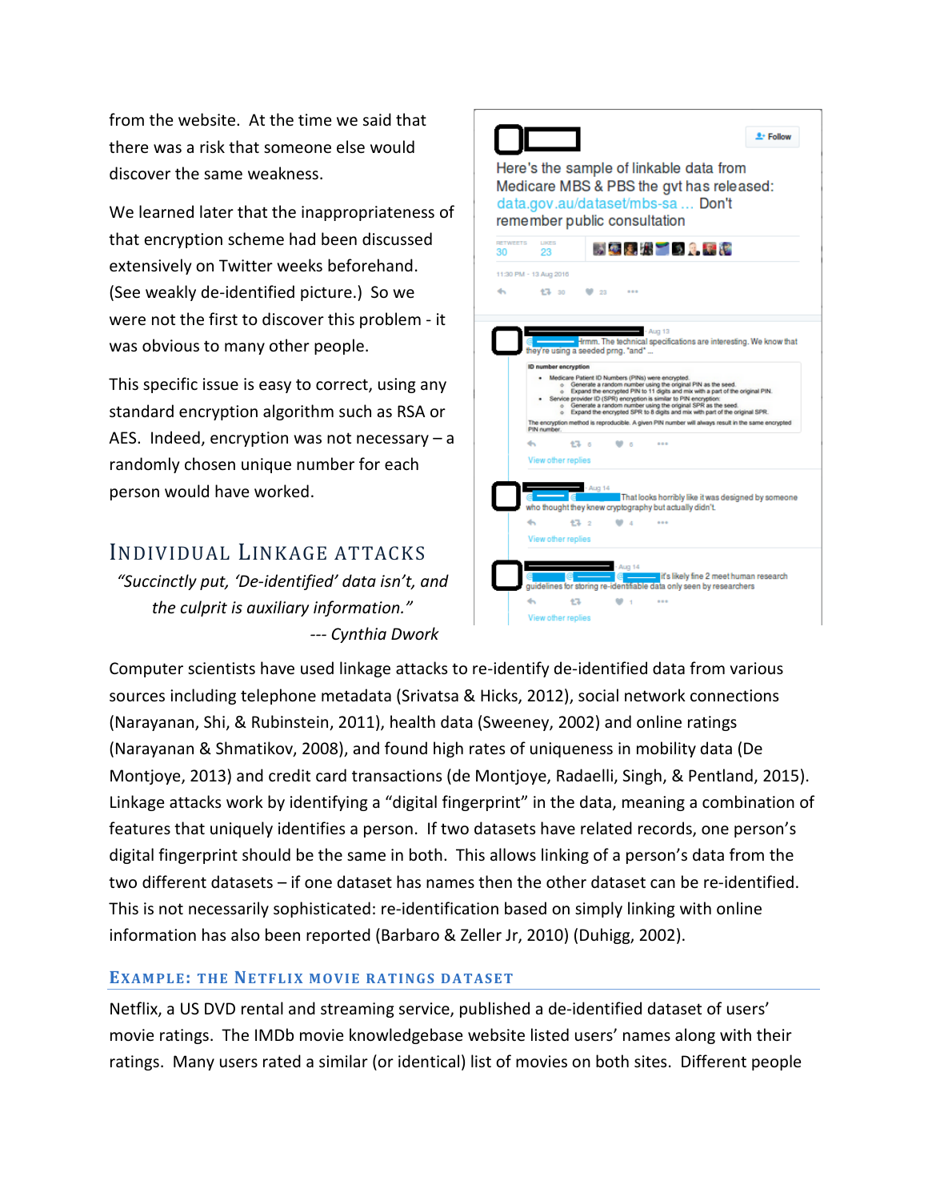from the website. At the time we said that there was a risk that someone else would discover the same weakness.

We learned later that the inappropriateness of that encryption scheme had been discussed extensively on Twitter weeks beforehand. (See weakly de-identified picture.) So we were not the first to discover this problem - it was obvious to many other people.

This specific issue is easy to correct, using any standard encryption algorithm such as RSA or AES. Indeed, encryption was not necessary – a randomly chosen unique number for each person would have worked.

## Individual Linkage Attacks

*“Succinctly put, ‘De-identified’ data isn’t, and the culprit is auxiliary information.”*

*--- Cynthia Dwork*

Computer scientists have used linkage attacks to re-identify de-identified data from various sources including telephone metadata (Srivatsa & Hicks, 2012), social network connections (Narayanan, Shi, & Rubinstein, 2011), health data (Sweeney, 2002) and online ratings (Narayanan & Shmatikov, 2008), and found high rates of uniqueness in mobility data (De Montjoye, 2013) and credit card transactions (de Montjoye, Radaelli, Singh, & Pentland, 2015). Linkage attacks work by identifying a “digital fingerprint” in the data, meaning a combination of features that uniquely identifies a person. If two datasets have related records, one person’s digital fingerprint should be the same in both. This allows linking of a person’s data from the two different datasets – if one dataset has names then the other dataset can be re-identified. This is not necessarily sophisticated: re-identification based on simply linking with online information has also been reported (Barbaro & Zeller Jr, 2010) (Duhigg, 2002).

### Example: the Netflix movie ratings dataset

Netflix, a US DVD rental and streaming service, published a de-identified dataset of users’ movie ratings. The IMDb movie knowledgebase website listed users’ names along with their ratings. Many users rated a similar (or identical) list of movies on both sites. Different people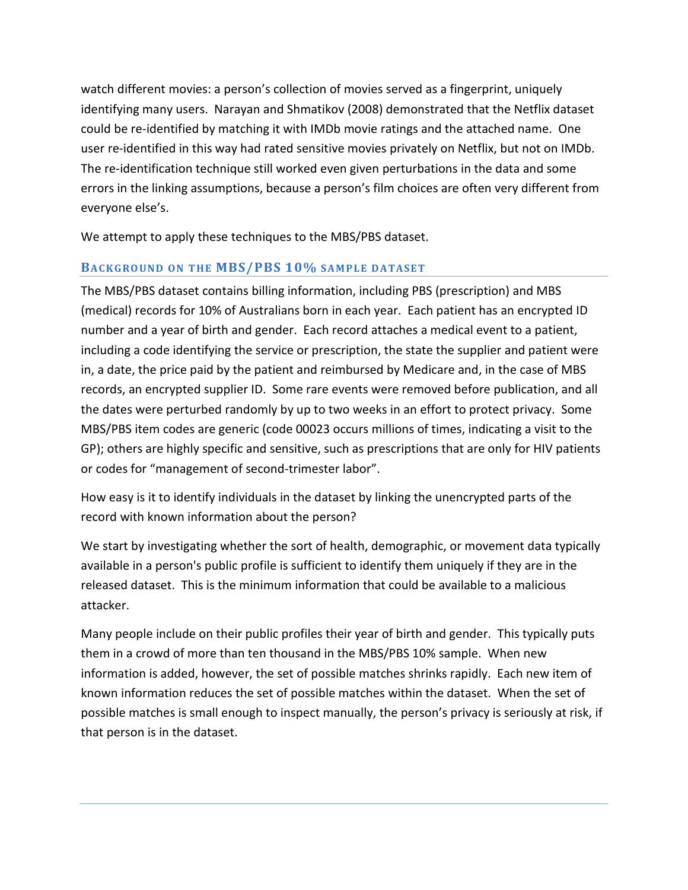watch different movies: a person's collection of movies served as a fingerprint, uniquely identifying many users. Narayan and Shmatikov (2008) demonstrated that the Netflix dataset could be re-identified by matching it with IMDb movie ratings and the attached name. One user re-identified in this way had rated sensitive movies privately on Netflix, but not on IMDb. The re-identification technique still worked even given perturbations in the data and some errors in the linking assumptions, because a person's film choices are often very different from everyone else's.

We attempt to apply these techniques to the MBS/PBS dataset.

## Background on the MBS/PBS 10% sample dataset

The MBS/PBS dataset contains billing information, including PBS (prescription) and MBS (medical) records for 10% of Australians born in each year. Each patient has an encrypted ID number and a year of birth and gender. Each record attaches a medical event to a patient, including a code identifying the service or prescription, the state the supplier and patient were in, a date, the price paid by the patient and reimbursed by Medicare and, in the case of MBS records, an encrypted supplier ID. Some rare events were removed before publication, and all the dates were perturbed randomly by up to two weeks in an effort to protect privacy. Some MBS/PBS item codes are generic (code 00023 occurs millions of times, indicating a visit to the GP); others are highly specific and sensitive, such as prescriptions that are only for HIV patients or codes for "management of second-trimester labor".

How easy is it to identify individuals in the dataset by linking the unencrypted parts of the record with known information about the person?

We start by investigating whether the sort of health, demographic, or movement data typically available in a person's public profile is sufficient to identify them uniquely if they are in the released dataset. This is the minimum information that could be available to a malicious attacker.

Many people include on their public profiles their year of birth and gender. This typically puts them in a crowd of more than ten thousand in the MBS/PBS 10% sample. When new information is added, however, the set of possible matches shrinks rapidly. Each new item of known information reduces the set of possible matches within the dataset. When the set of possible matches is small enough to inspect manually, the person's privacy is seriously at risk, if that person is in the dataset.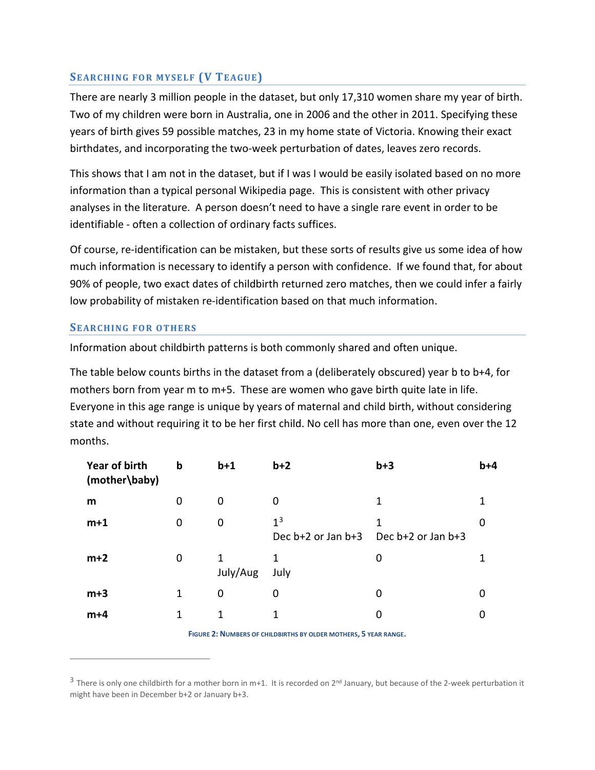### Searching for myself (V Teague)

There are nearly 3 million people in the dataset, but only 17,310 women share my year of birth. Two of my children were born in Australia, one in 2006 and the other in 2011. Specifying these years of birth gives 59 possible matches, 23 in my home state of Victoria. Knowing their exact birthdates, and incorporating the two-week perturbation of dates, leaves zero records.

This shows that I am not in the dataset, but if I was I would be easily isolated based on no more information than a typical personal Wikipedia page. This is consistent with other privacy analyses in the literature. A person doesn't need to have a single rare event in order to be identifiable - often a collection of ordinary facts suffices.

Of course, re-identification can be mistaken, but these sorts of results give us some idea of how much information is necessary to identify a person with confidence. If we found that, for about 90% of people, two exact dates of childbirth returned zero matches, then we could infer a fairly low probability of mistaken re-identification based on that much information.

### Searching for others

Information about childbirth patterns is both commonly shared and often unique.

The table below counts births in the dataset from a (deliberately obscured) year b to b+4, for mothers born from year m to m+5. These are women who gave birth quite late in life. Everyone in this age range is unique by years of maternal and child birth, without considering state and without requiring it to be her first child. No cell has more than one, even over the 12 months.

| Year of birth (mother\baby) | b | b+1 | b+2 | b+3 | b+4 |
|---|---|---|---|---|---|
| m | 0 | 0 | 0 | 1 | 1 |
| m+1 | 0 | 0 | 1[3] Dec b+2 or Jan b+3 | 1 Dec b+2 or Jan b+3 | 0 |
| m+2 | 0 | 1 July/Aug | 1 July | 0 | 1 |
| m+3 | 1 | 0 | 0 | 0 | 0 |
| m+4 | 1 | 1 | 1 | 0 | 0 |

Figure 2: Numbers of childbirths by older mothers, 5 year range.

---

[3] There is only one childbirth for a mother born in m+1. It is recorded on 2nd January, but because of the 2-week perturbation it might have been in December b+2 or January b+3.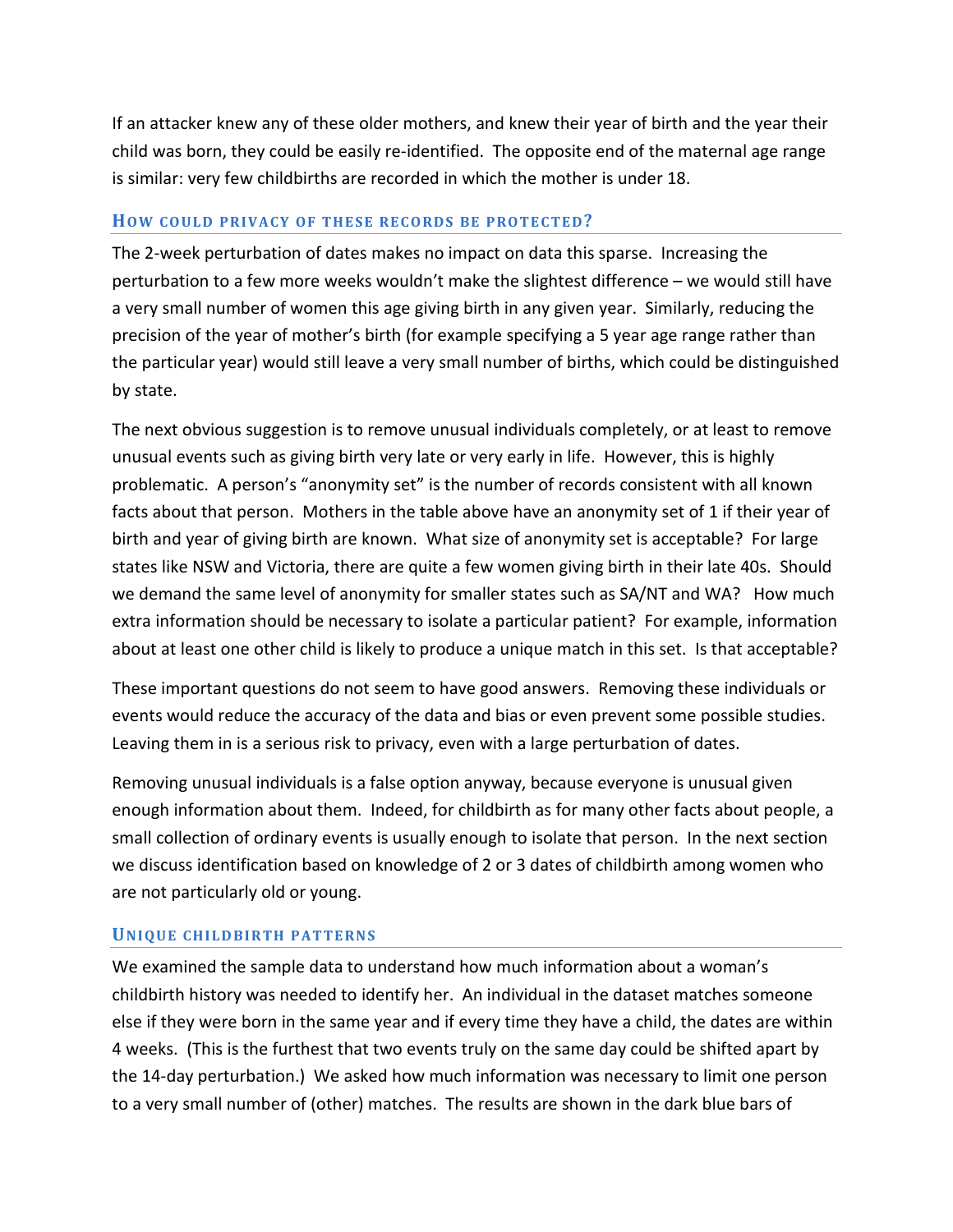If an attacker knew any of these older mothers, and knew their year of birth and the year their child was born, they could be easily re-identified. The opposite end of the maternal age range is similar: very few childbirths are recorded in which the mother is under 18.

### How could privacy of these records be protected?

The 2-week perturbation of dates makes no impact on data this sparse. Increasing the perturbation to a few more weeks wouldn't make the slightest difference – we would still have a very small number of women this age giving birth in any given year. Similarly, reducing the precision of the year of mother's birth (for example specifying a 5 year age range rather than the particular year) would still leave a very small number of births, which could be distinguished by state.

The next obvious suggestion is to remove unusual individuals completely, or at least to remove unusual events such as giving birth very late or very early in life. However, this is highly problematic. A person's "anonymity set" is the number of records consistent with all known facts about that person. Mothers in the table above have an anonymity set of 1 if their year of birth and year of giving birth are known. What size of anonymity set is acceptable? For large states like NSW and Victoria, there are quite a few women giving birth in their late 40s. Should we demand the same level of anonymity for smaller states such as SA/NT and WA? How much extra information should be necessary to isolate a particular patient? For example, information about at least one other child is likely to produce a unique match in this set. Is that acceptable?

These important questions do not seem to have good answers. Removing these individuals or events would reduce the accuracy of the data and bias or even prevent some possible studies. Leaving them in is a serious risk to privacy, even with a large perturbation of dates.

Removing unusual individuals is a false option anyway, because everyone is unusual given enough information about them. Indeed, for childbirth as for many other facts about people, a small collection of ordinary events is usually enough to isolate that person. In the next section we discuss identification based on knowledge of 2 or 3 dates of childbirth among women who are not particularly old or young.

### Unique childbirth patterns

We examined the sample data to understand how much information about a woman's childbirth history was needed to identify her. An individual in the dataset matches someone else if they were born in the same year and if every time they have a child, the dates are within 4 weeks. (This is the furthest that two events truly on the same day could be shifted apart by the 14-day perturbation.) We asked how much information was necessary to limit one person to a very small number of (other) matches. The results are shown in the dark blue bars of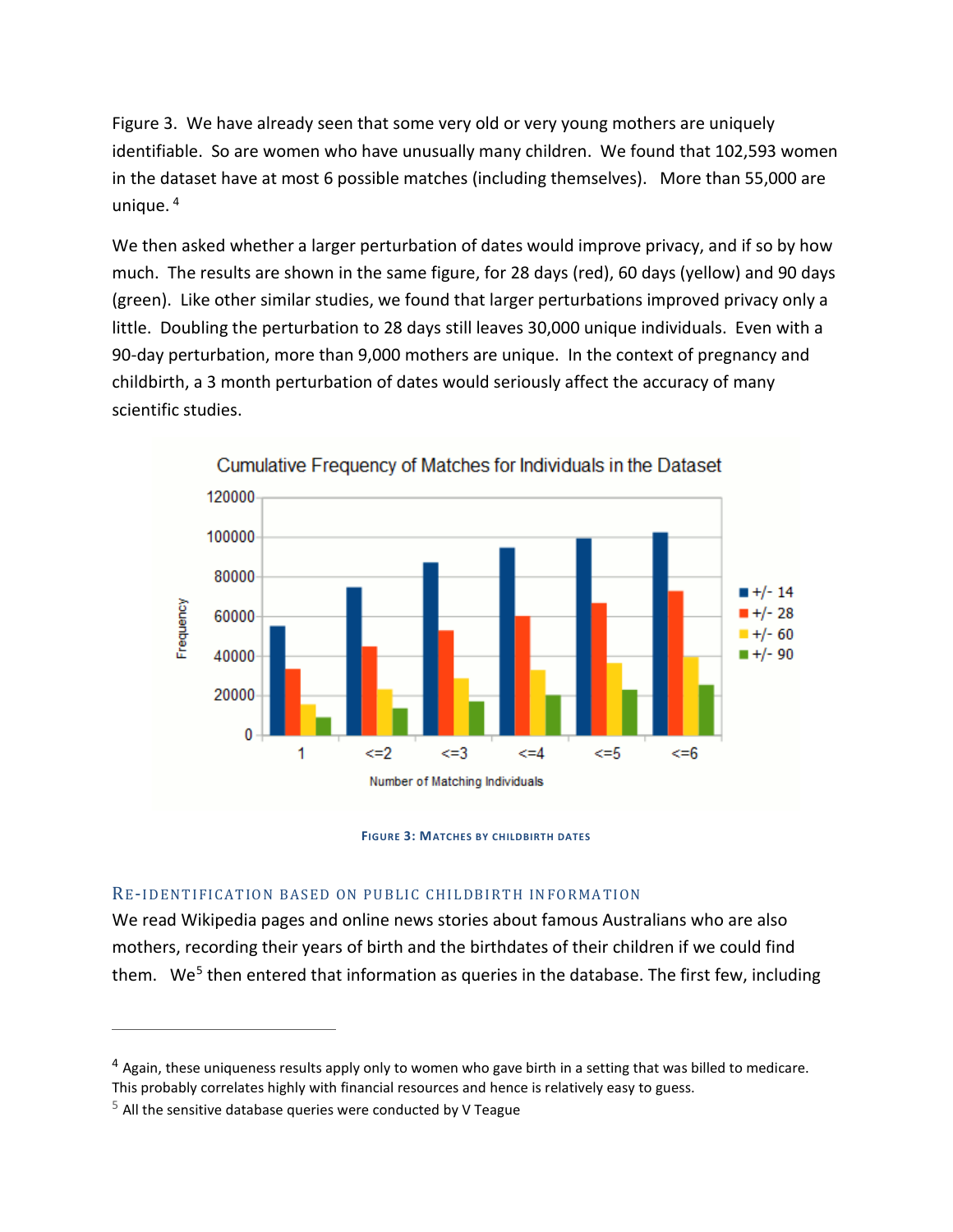Figure 3. We have already seen that some very old or very young mothers are uniquely identifiable. So are women who have unusually many children. We found that 102,593 women in the dataset have at most 6 possible matches (including themselves). More than 55,000 are unique. [4]

We then asked whether a larger perturbation of dates would improve privacy, and if so by how much. The results are shown in the same figure, for 28 days (red), 60 days (yellow) and 90 days (green). Like other similar studies, we found that larger perturbations improved privacy only a little. Doubling the perturbation to 28 days still leaves 30,000 unique individuals. Even with a 90-day perturbation, more than 9,000 mothers are unique. In the context of pregnancy and childbirth, a 3 month perturbation of dates would seriously affect the accuracy of many scientific studies.

FIGURE 3: MATCHES BY CHILDBIRTH DATES

## RE-IDENTIFICATION BASED ON PUBLIC CHILDBIRTH INFORMATION

We read Wikipedia pages and online news stories about famous Australians who are also mothers, recording their years of birth and the birthdates of their children if we could find them. We[5] then entered that information as queries in the database. The first few, including

---

[4] Again, these uniqueness results apply only to women who gave birth in a setting that was billed to medicare. This probably correlates highly with financial resources and hence is relatively easy to guess.

[5] All the sensitive database queries were conducted by V Teague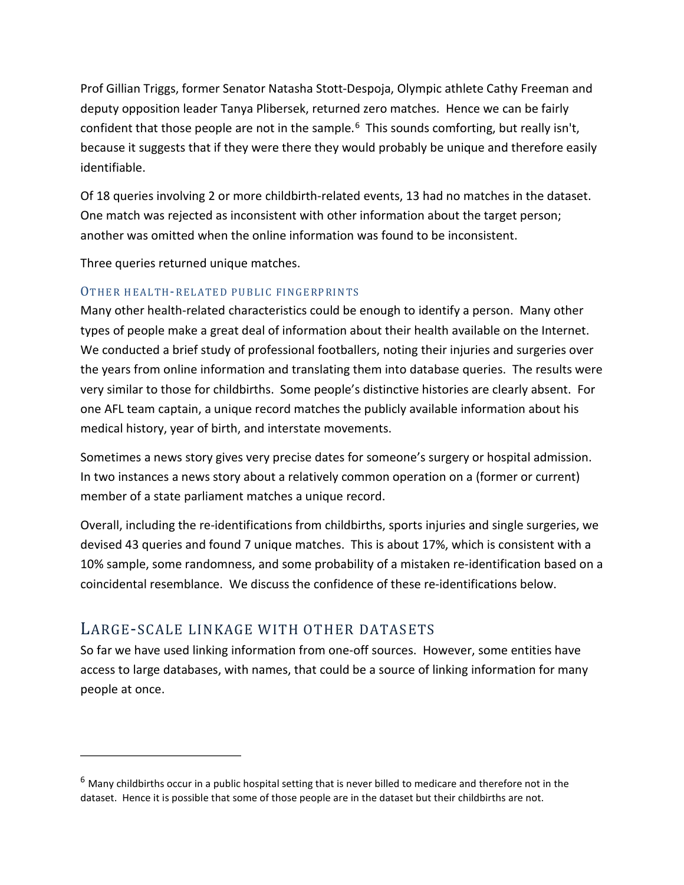Prof Gillian Triggs, former Senator Natasha Stott-Despoja, Olympic athlete Cathy Freeman and deputy opposition leader Tanya Plibersek, returned zero matches. Hence we can be fairly confident that those people are not in the sample.[6] This sounds comforting, but really isn't, because it suggests that if they were there they would probably be unique and therefore easily identifiable.

Of 18 queries involving 2 or more childbirth-related events, 13 had no matches in the dataset. One match was rejected as inconsistent with other information about the target person; another was omitted when the online information was found to be inconsistent.

Three queries returned unique matches.

### Other health-related public fingerprints

Many other health-related characteristics could be enough to identify a person. Many other types of people make a great deal of information about their health available on the Internet. We conducted a brief study of professional footballers, noting their injuries and surgeries over the years from online information and translating them into database queries. The results were very similar to those for childbirths. Some people's distinctive histories are clearly absent. For one AFL team captain, a unique record matches the publicly available information about his medical history, year of birth, and interstate movements.

Sometimes a news story gives very precise dates for someone's surgery or hospital admission. In two instances a news story about a relatively common operation on a (former or current) member of a state parliament matches a unique record.

Overall, including the re-identifications from childbirths, sports injuries and single surgeries, we devised 43 queries and found 7 unique matches. This is about 17%, which is consistent with a 10% sample, some randomness, and some probability of a mistaken re-identification based on a coincidental resemblance. We discuss the confidence of these re-identifications below.

## Large-scale linkage with other datasets

So far we have used linking information from one-off sources. However, some entities have access to large databases, with names, that could be a source of linking information for many people at once.

---

[6] Many childbirths occur in a public hospital setting that is never billed to medicare and therefore not in the dataset. Hence it is possible that some of those people are in the dataset but their childbirths are not.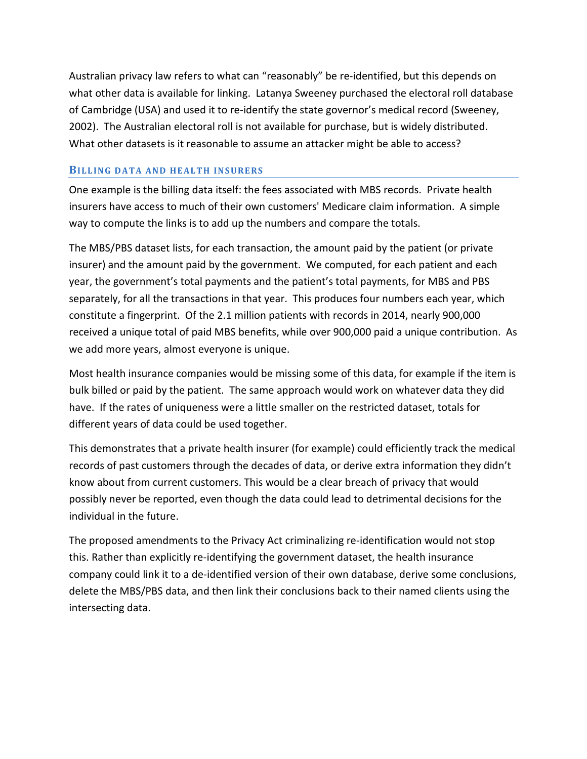Australian privacy law refers to what can "reasonably" be re-identified, but this depends on what other data is available for linking. Latanya Sweeney purchased the electoral roll database of Cambridge (USA) and used it to re-identify the state governor's medical record (Sweeney, 2002). The Australian electoral roll is not available for purchase, but is widely distributed. What other datasets is it reasonable to assume an attacker might be able to access?

## Billing data and health insurers

One example is the billing data itself: the fees associated with MBS records. Private health insurers have access to much of their own customers' Medicare claim information. A simple way to compute the links is to add up the numbers and compare the totals.

The MBS/PBS dataset lists, for each transaction, the amount paid by the patient (or private insurer) and the amount paid by the government. We computed, for each patient and each year, the government's total payments and the patient's total payments, for MBS and PBS separately, for all the transactions in that year. This produces four numbers each year, which constitute a fingerprint. Of the 2.1 million patients with records in 2014, nearly 900,000 received a unique total of paid MBS benefits, while over 900,000 paid a unique contribution. As we add more years, almost everyone is unique.

Most health insurance companies would be missing some of this data, for example if the item is bulk billed or paid by the patient. The same approach would work on whatever data they did have. If the rates of uniqueness were a little smaller on the restricted dataset, totals for different years of data could be used together.

This demonstrates that a private health insurer (for example) could efficiently track the medical records of past customers through the decades of data, or derive extra information they didn't know about from current customers. This would be a clear breach of privacy that would possibly never be reported, even though the data could lead to detrimental decisions for the individual in the future.

The proposed amendments to the Privacy Act criminalizing re-identification would not stop this. Rather than explicitly re-identifying the government dataset, the health insurance company could link it to a de-identified version of their own database, derive some conclusions, delete the MBS/PBS data, and then link their conclusions back to their named clients using the intersecting data.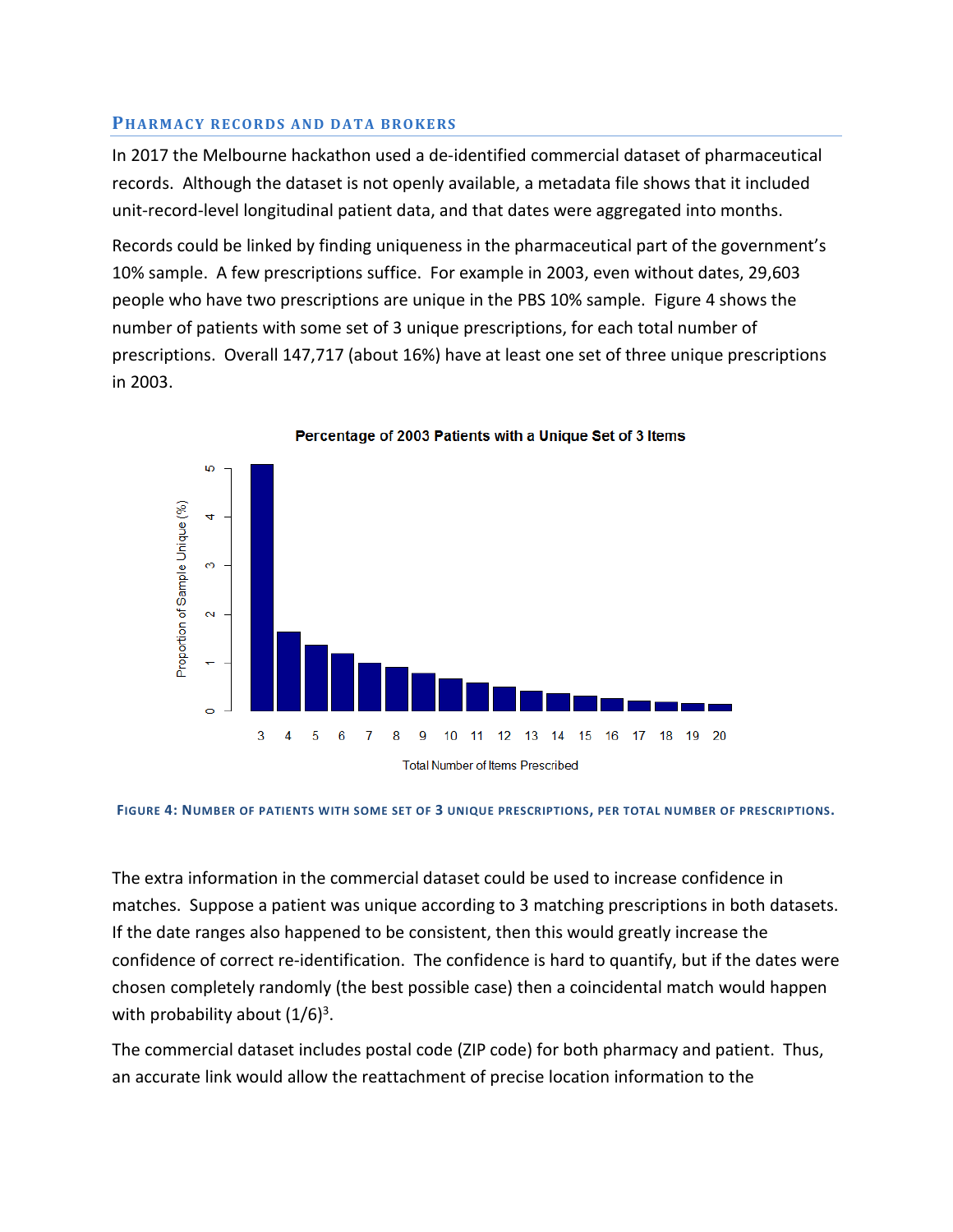### Pharmacy records and data brokers

In 2017 the Melbourne hackathon used a de-identified commercial dataset of pharmaceutical records. Although the dataset is not openly available, a metadata file shows that it included unit-record-level longitudinal patient data, and that dates were aggregated into months.

Records could be linked by finding uniqueness in the pharmaceutical part of the government's 10% sample. A few prescriptions suffice. For example in 2003, even without dates, 29,603 people who have two prescriptions are unique in the PBS 10% sample. Figure 4 shows the number of patients with some set of 3 unique prescriptions, for each total number of prescriptions. Overall 147,717 (about 16%) have at least one set of three unique prescriptions in 2003.

FIGURE 4: NUMBER OF PATIENTS WITH SOME SET OF 3 UNIQUE PRESCRIPTIONS, PER TOTAL NUMBER OF PRESCRIPTIONS.

The extra information in the commercial dataset could be used to increase confidence in matches. Suppose a patient was unique according to 3 matching prescriptions in both datasets. If the date ranges also happened to be consistent, then this would greatly increase the confidence of correct re-identification. The confidence is hard to quantify, but if the dates were chosen completely randomly (the best possible case) then a coincidental match would happen with probability about $(1/6)^3$.

The commercial dataset includes postal code (ZIP code) for both pharmacy and patient. Thus, an accurate link would allow the reattachment of precise location information to the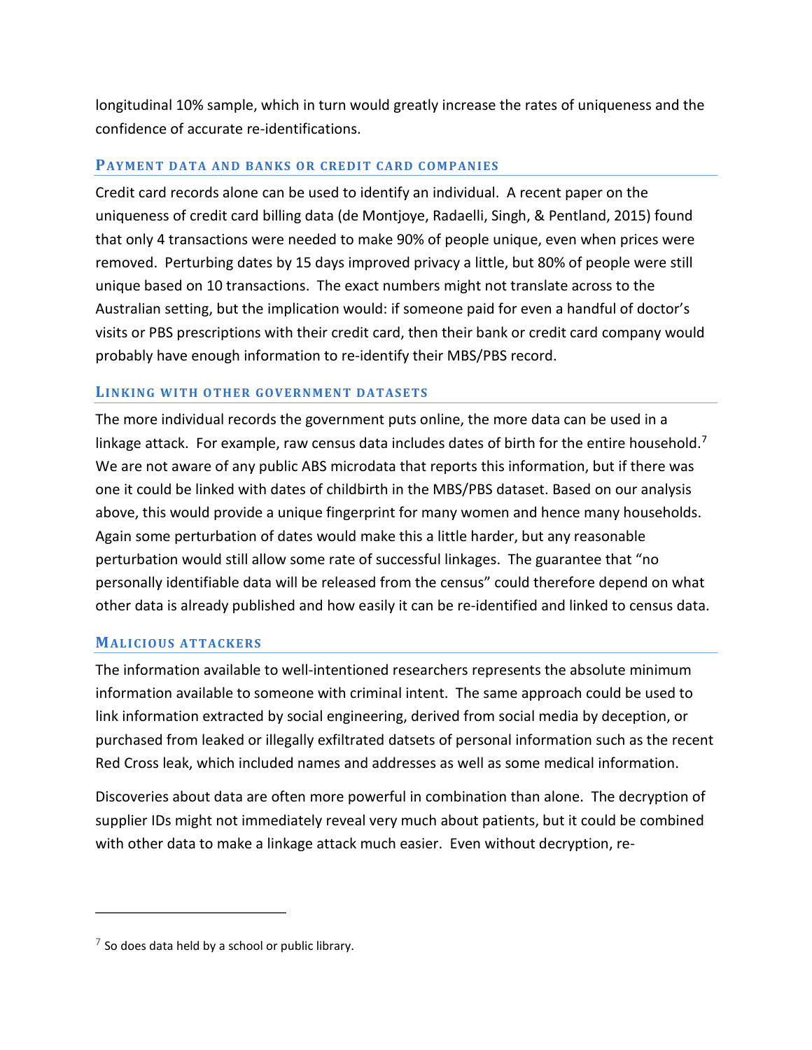longitudinal 10% sample, which in turn would greatly increase the rates of uniqueness and the confidence of accurate re-identifications.

### Payment data and banks or credit card companies

Credit card records alone can be used to identify an individual. A recent paper on the uniqueness of credit card billing data (de Montjoye, Radaelli, Singh, & Pentland, 2015) found that only 4 transactions were needed to make 90% of people unique, even when prices were removed. Perturbing dates by 15 days improved privacy a little, but 80% of people were still unique based on 10 transactions. The exact numbers might not translate across to the Australian setting, but the implication would: if someone paid for even a handful of doctor's visits or PBS prescriptions with their credit card, then their bank or credit card company would probably have enough information to re-identify their MBS/PBS record.

### Linking with other government datasets

The more individual records the government puts online, the more data can be used in a linkage attack. For example, raw census data includes dates of birth for the entire household.[7] We are not aware of any public ABS microdata that reports this information, but if there was one it could be linked with dates of childbirth in the MBS/PBS dataset. Based on our analysis above, this would provide a unique fingerprint for many women and hence many households. Again some perturbation of dates would make this a little harder, but any reasonable perturbation would still allow some rate of successful linkages. The guarantee that "no personally identifiable data will be released from the census" could therefore depend on what other data is already published and how easily it can be re-identified and linked to census data.

### Malicious attackers

The information available to well-intentioned researchers represents the absolute minimum information available to someone with criminal intent. The same approach could be used to link information extracted by social engineering, derived from social media by deception, or purchased from leaked or illegally exfiltrated datsets of personal information such as the recent Red Cross leak, which included names and addresses as well as some medical information.

Discoveries about data are often more powerful in combination than alone. The decryption of supplier IDs might not immediately reveal very much about patients, but it could be combined with other data to make a linkage attack much easier. Even without decryption, re-

[7] So does data held by a school or public library.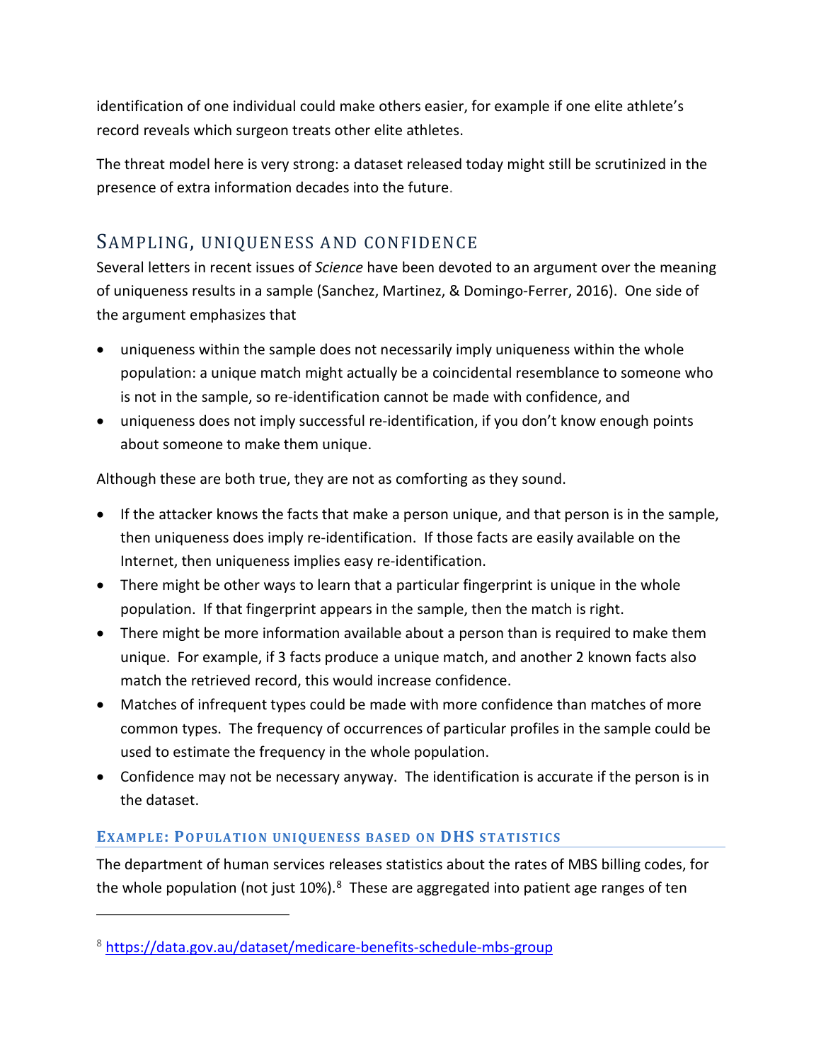identification of one individual could make others easier, for example if one elite athlete's record reveals which surgeon treats other elite athletes.

The threat model here is very strong: a dataset released today might still be scrutinized in the presence of extra information decades into the future.

## Sampling, uniqueness and confidence

Several letters in recent issues of *Science* have been devoted to an argument over the meaning of uniqueness results in a sample (Sanchez, Martinez, & Domingo-Ferrer, 2016). One side of the argument emphasizes that

- uniqueness within the sample does not necessarily imply uniqueness within the whole population: a unique match might actually be a coincidental resemblance to someone who is not in the sample, so re-identification cannot be made with confidence, and
- uniqueness does not imply successful re-identification, if you don't know enough points about someone to make them unique.

Although these are both true, they are not as comforting as they sound.

- If the attacker knows the facts that make a person unique, and that person is in the sample, then uniqueness does imply re-identification. If those facts are easily available on the Internet, then uniqueness implies easy re-identification.
- There might be other ways to learn that a particular fingerprint is unique in the whole population. If that fingerprint appears in the sample, then the match is right.
- There might be more information available about a person than is required to make them unique. For example, if 3 facts produce a unique match, and another 2 known facts also match the retrieved record, this would increase confidence.
- Matches of infrequent types could be made with more confidence than matches of more common types. The frequency of occurrences of particular profiles in the sample could be used to estimate the frequency in the whole population.
- Confidence may not be necessary anyway. The identification is accurate if the person is in the dataset.

### Example: Population uniqueness based on DHS statistics

The department of human services releases statistics about the rates of MBS billing codes, for the whole population (not just 10%).[8] These are aggregated into patient age ranges of ten

[8] https://data.gov.au/dataset/medicare-benefits-schedule-mbs-group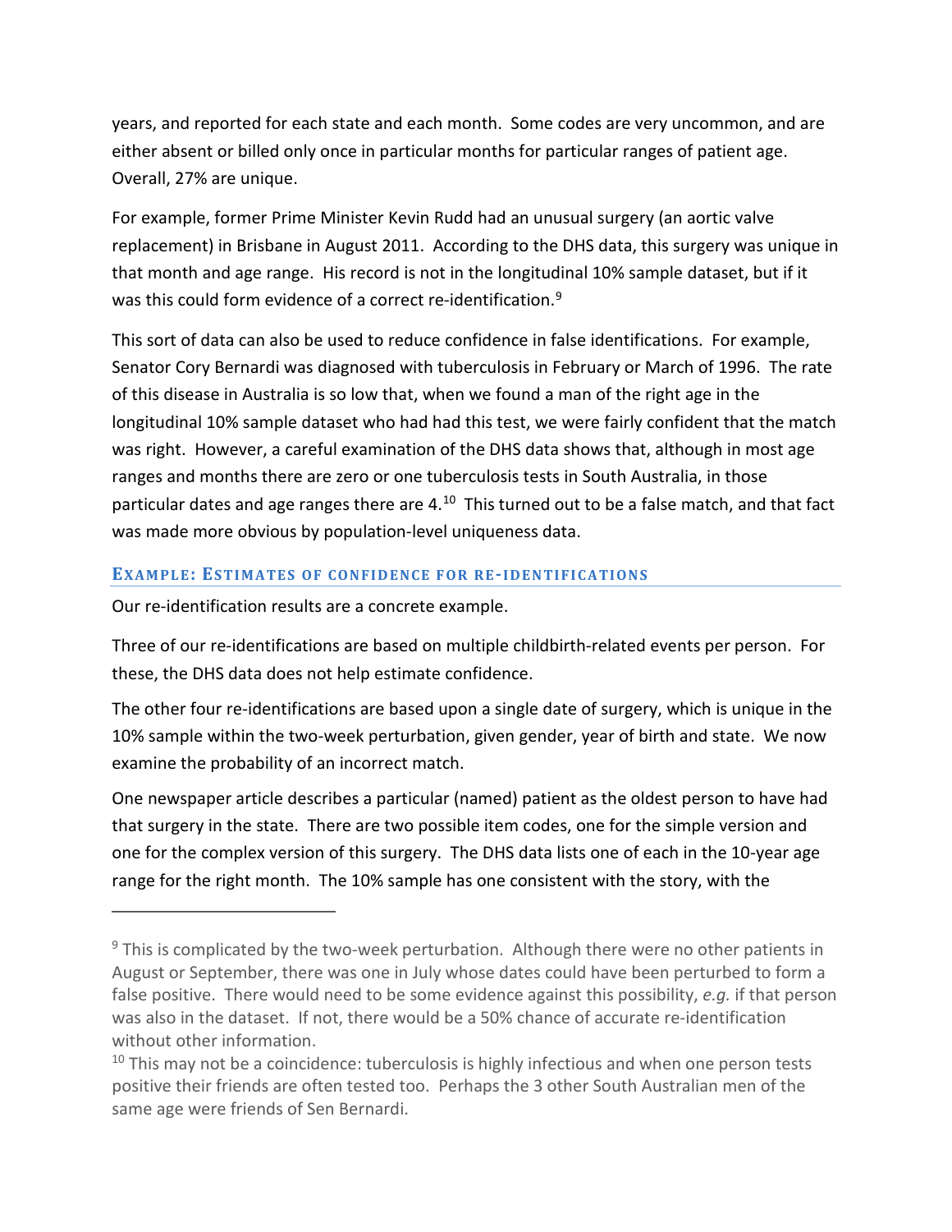years, and reported for each state and each month. Some codes are very uncommon, and are either absent or billed only once in particular months for particular ranges of patient age. Overall, 27% are unique.

For example, former Prime Minister Kevin Rudd had an unusual surgery (an aortic valve replacement) in Brisbane in August 2011. According to the DHS data, this surgery was unique in that month and age range. His record is not in the longitudinal 10% sample dataset, but if it was this could form evidence of a correct re-identification.[9]

This sort of data can also be used to reduce confidence in false identifications. For example, Senator Cory Bernardi was diagnosed with tuberculosis in February or March of 1996. The rate of this disease in Australia is so low that, when we found a man of the right age in the longitudinal 10% sample dataset who had had this test, we were fairly confident that the match was right. However, a careful examination of the DHS data shows that, although in most age ranges and months there are zero or one tuberculosis tests in South Australia, in those particular dates and age ranges there are 4.[10] This turned out to be a false match, and that fact was made more obvious by population-level uniqueness data.

### Example: Estimates of confidence for re-identifications

Our re-identification results are a concrete example.

Three of our re-identifications are based on multiple childbirth-related events per person. For these, the DHS data does not help estimate confidence.

The other four re-identifications are based upon a single date of surgery, which is unique in the 10% sample within the two-week perturbation, given gender, year of birth and state. We now examine the probability of an incorrect match.

One newspaper article describes a particular (named) patient as the oldest person to have had that surgery in the state. There are two possible item codes, one for the simple version and one for the complex version of this surgery. The DHS data lists one of each in the 10-year age range for the right month. The 10% sample has one consistent with the story, with the

---

[9] This is complicated by the two-week perturbation. Although there were no other patients in August or September, there was one in July whose dates could have been perturbed to form a false positive. There would need to be some evidence against this possibility, *e.g.* if that person was also in the dataset. If not, there would be a 50% chance of accurate re-identification without other information.

[10] This may not be a coincidence: tuberculosis is highly infectious and when one person tests positive their friends are often tested too. Perhaps the 3 other South Australian men of the same age were friends of Sen Bernardi.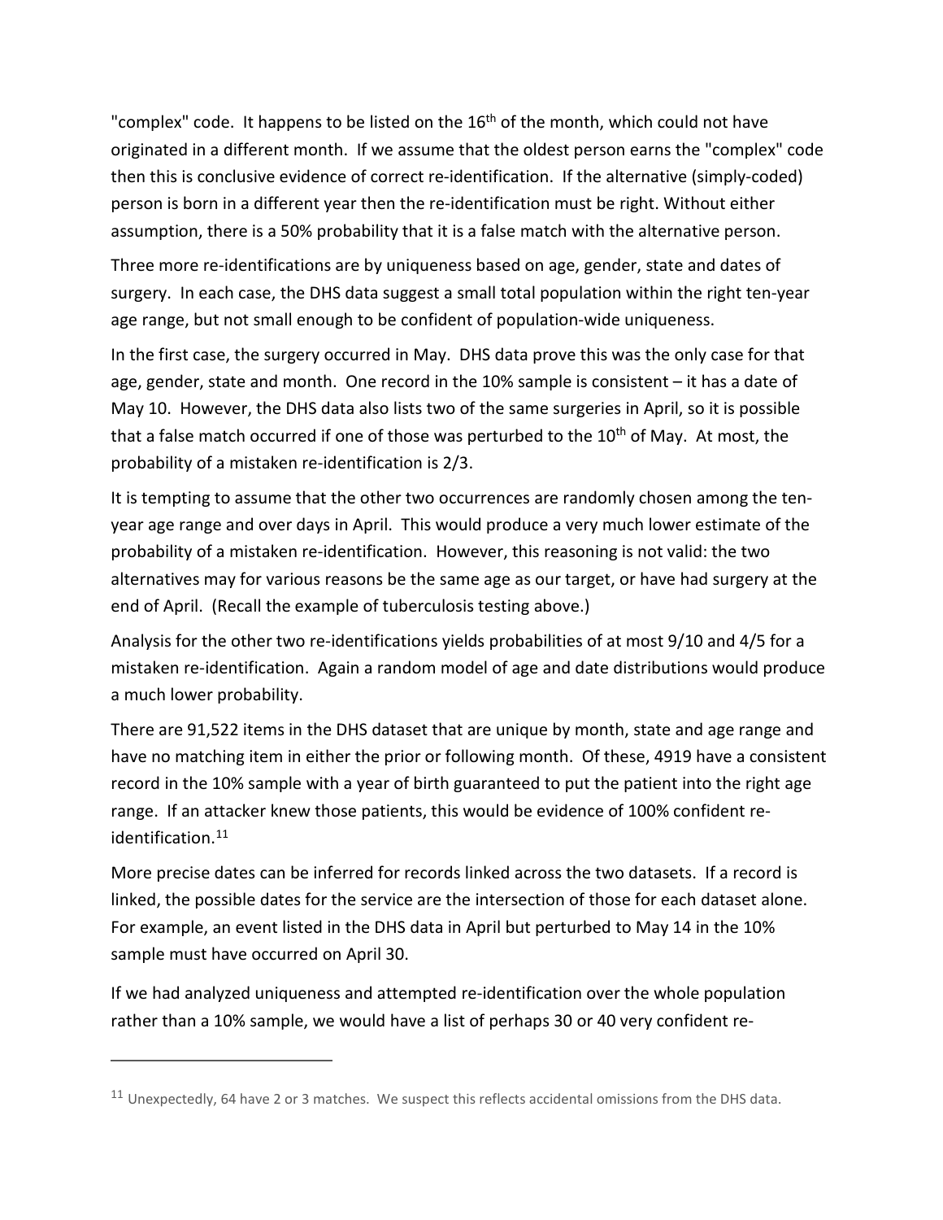"complex" code. It happens to be listed on the 16th of the month, which could not have originated in a different month. If we assume that the oldest person earns the "complex" code then this is conclusive evidence of correct re-identification. If the alternative (simply-coded) person is born in a different year then the re-identification must be right. Without either assumption, there is a 50% probability that it is a false match with the alternative person.

Three more re-identifications are by uniqueness based on age, gender, state and dates of surgery. In each case, the DHS data suggest a small total population within the right ten-year age range, but not small enough to be confident of population-wide uniqueness.

In the first case, the surgery occurred in May. DHS data prove this was the only case for that age, gender, state and month. One record in the 10% sample is consistent – it has a date of May 10. However, the DHS data also lists two of the same surgeries in April, so it is possible that a false match occurred if one of those was perturbed to the 10th of May. At most, the probability of a mistaken re-identification is 2/3.

It is tempting to assume that the other two occurrences are randomly chosen among the ten-year age range and over days in April. This would produce a very much lower estimate of the probability of a mistaken re-identification. However, this reasoning is not valid: the two alternatives may for various reasons be the same age as our target, or have had surgery at the end of April. (Recall the example of tuberculosis testing above.)

Analysis for the other two re-identifications yields probabilities of at most 9/10 and 4/5 for a mistaken re-identification. Again a random model of age and date distributions would produce a much lower probability.

There are 91,522 items in the DHS dataset that are unique by month, state and age range and have no matching item in either the prior or following month. Of these, 4919 have a consistent record in the 10% sample with a year of birth guaranteed to put the patient into the right age range. If an attacker knew those patients, this would be evidence of 100% confident re-identification.[11]

More precise dates can be inferred for records linked across the two datasets. If a record is linked, the possible dates for the service are the intersection of those for each dataset alone. For example, an event listed in the DHS data in April but perturbed to May 14 in the 10% sample must have occurred on April 30.

If we had analyzed uniqueness and attempted re-identification over the whole population rather than a 10% sample, we would have a list of perhaps 30 or 40 very confident re-

[11] Unexpectedly, 64 have 2 or 3 matches. We suspect this reflects accidental omissions from the DHS data.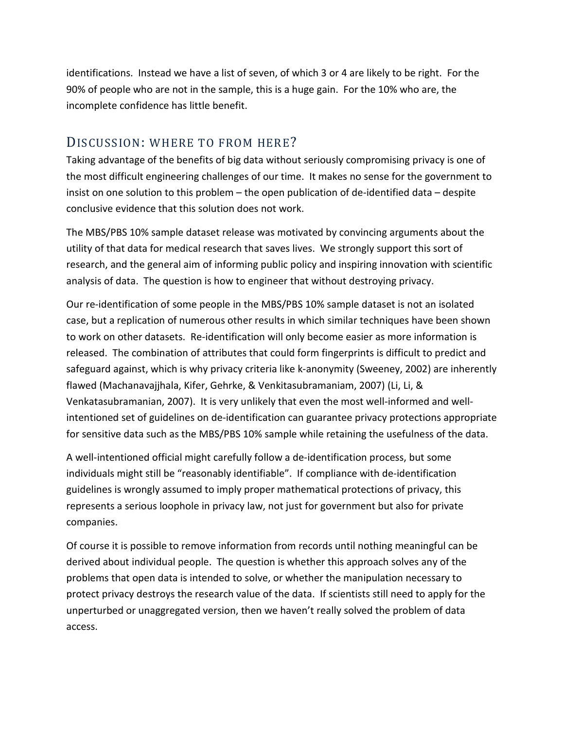identifications. Instead we have a list of seven, of which 3 or 4 are likely to be right. For the 90% of people who are not in the sample, this is a huge gain. For the 10% who are, the incomplete confidence has little benefit.

## Discussion: where to from here?

Taking advantage of the benefits of big data without seriously compromising privacy is one of the most difficult engineering challenges of our time. It makes no sense for the government to insist on one solution to this problem – the open publication of de-identified data – despite conclusive evidence that this solution does not work.

The MBS/PBS 10% sample dataset release was motivated by convincing arguments about the utility of that data for medical research that saves lives. We strongly support this sort of research, and the general aim of informing public policy and inspiring innovation with scientific analysis of data. The question is how to engineer that without destroying privacy.

Our re-identification of some people in the MBS/PBS 10% sample dataset is not an isolated case, but a replication of numerous other results in which similar techniques have been shown to work on other datasets. Re-identification will only become easier as more information is released. The combination of attributes that could form fingerprints is difficult to predict and safeguard against, which is why privacy criteria like k-anonymity (Sweeney, 2002) are inherently flawed (Machanavajjhala, Kifer, Gehrke, & Venkitasubramaniam, 2007) (Li, Li, & Venkatasubramanian, 2007). It is very unlikely that even the most well-informed and well-intentioned set of guidelines on de-identification can guarantee privacy protections appropriate for sensitive data such as the MBS/PBS 10% sample while retaining the usefulness of the data.

A well-intentioned official might carefully follow a de-identification process, but some individuals might still be "reasonably identifiable". If compliance with de-identification guidelines is wrongly assumed to imply proper mathematical protections of privacy, this represents a serious loophole in privacy law, not just for government but also for private companies.

Of course it is possible to remove information from records until nothing meaningful can be derived about individual people. The question is whether this approach solves any of the problems that open data is intended to solve, or whether the manipulation necessary to protect privacy destroys the research value of the data. If scientists still need to apply for the unperturbed or unaggregated version, then we haven't really solved the problem of data access.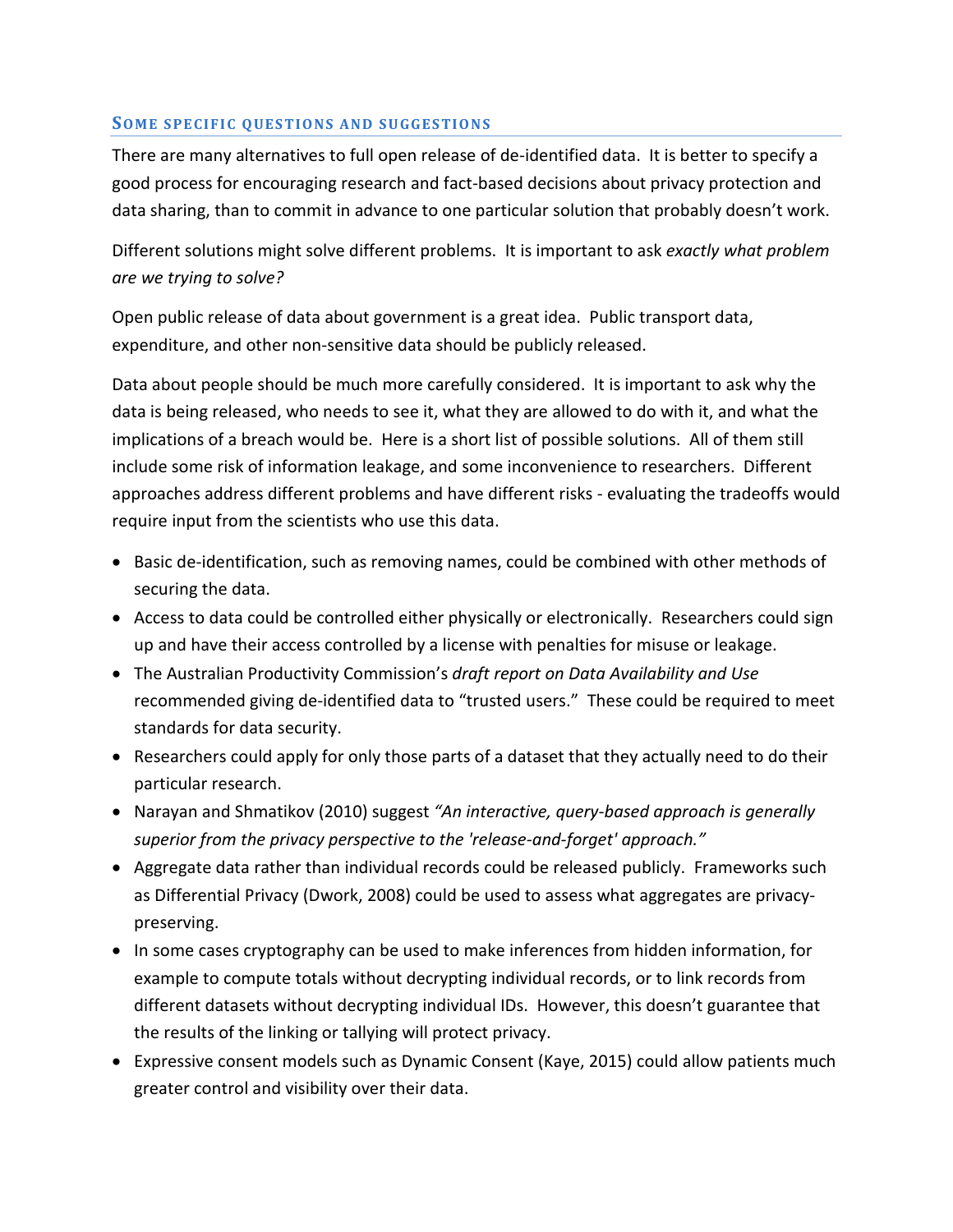## Some specific questions and suggestions

There are many alternatives to full open release of de-identified data. It is better to specify a good process for encouraging research and fact-based decisions about privacy protection and data sharing, than to commit in advance to one particular solution that probably doesn't work.

Different solutions might solve different problems. It is important to ask *exactly what problem are we trying to solve?*

Open public release of data about government is a great idea. Public transport data, expenditure, and other non-sensitive data should be publicly released.

Data about people should be much more carefully considered. It is important to ask why the data is being released, who needs to see it, what they are allowed to do with it, and what the implications of a breach would be. Here is a short list of possible solutions. All of them still include some risk of information leakage, and some inconvenience to researchers. Different approaches address different problems and have different risks - evaluating the tradeoffs would require input from the scientists who use this data.

- Basic de-identification, such as removing names, could be combined with other methods of securing the data.
- Access to data could be controlled either physically or electronically. Researchers could sign up and have their access controlled by a license with penalties for misuse or leakage.
- The Australian Productivity Commission's *draft report on Data Availability and Use* recommended giving de-identified data to "trusted users." These could be required to meet standards for data security.
- Researchers could apply for only those parts of a dataset that they actually need to do their particular research.
- Narayan and Shmatikov (2010) suggest *"An interactive, query-based approach is generally superior from the privacy perspective to the 'release-and-forget' approach."*
- Aggregate data rather than individual records could be released publicly. Frameworks such as Differential Privacy (Dwork, 2008) could be used to assess what aggregates are privacy-preserving.
- In some cases cryptography can be used to make inferences from hidden information, for example to compute totals without decrypting individual records, or to link records from different datasets without decrypting individual IDs. However, this doesn't guarantee that the results of the linking or tallying will protect privacy.
- Expressive consent models such as Dynamic Consent (Kaye, 2015) could allow patients much greater control and visibility over their data.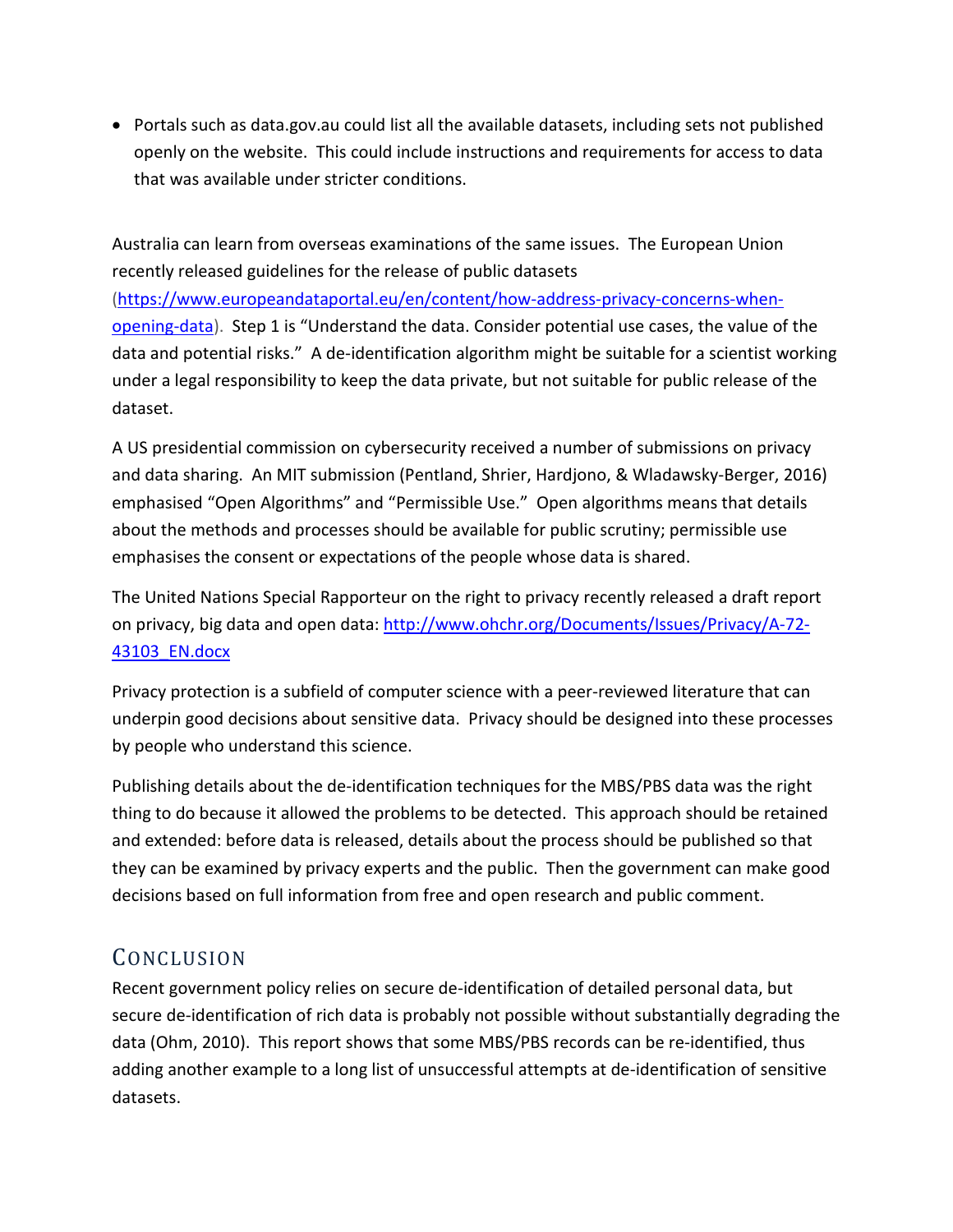- Portals such as data.gov.au could list all the available datasets, including sets not published openly on the website. This could include instructions and requirements for access to data that was available under stricter conditions.

Australia can learn from overseas examinations of the same issues. The European Union recently released guidelines for the release of public datasets (https://www.europeandataportal.eu/en/content/how-address-privacy-concerns-when-opening-data). Step 1 is "Understand the data. Consider potential use cases, the value of the data and potential risks." A de-identification algorithm might be suitable for a scientist working under a legal responsibility to keep the data private, but not suitable for public release of the dataset.

A US presidential commission on cybersecurity received a number of submissions on privacy and data sharing. An MIT submission (Pentland, Shrier, Hardjono, & Wladawsky-Berger, 2016) emphasised "Open Algorithms" and "Permissible Use." Open algorithms means that details about the methods and processes should be available for public scrutiny; permissible use emphasises the consent or expectations of the people whose data is shared.

The United Nations Special Rapporteur on the right to privacy recently released a draft report on privacy, big data and open data: http://www.ohchr.org/Documents/Issues/Privacy/A-72-43103_EN.docx

Privacy protection is a subfield of computer science with a peer-reviewed literature that can underpin good decisions about sensitive data. Privacy should be designed into these processes by people who understand this science.

Publishing details about the de-identification techniques for the MBS/PBS data was the right thing to do because it allowed the problems to be detected. This approach should be retained and extended: before data is released, details about the process should be published so that they can be examined by privacy experts and the public. Then the government can make good decisions based on full information from free and open research and public comment.

## Conclusion

Recent government policy relies on secure de-identification of detailed personal data, but secure de-identification of rich data is probably not possible without substantially degrading the data (Ohm, 2010). This report shows that some MBS/PBS records can be re-identified, thus adding another example to a long list of unsuccessful attempts at de-identification of sensitive datasets.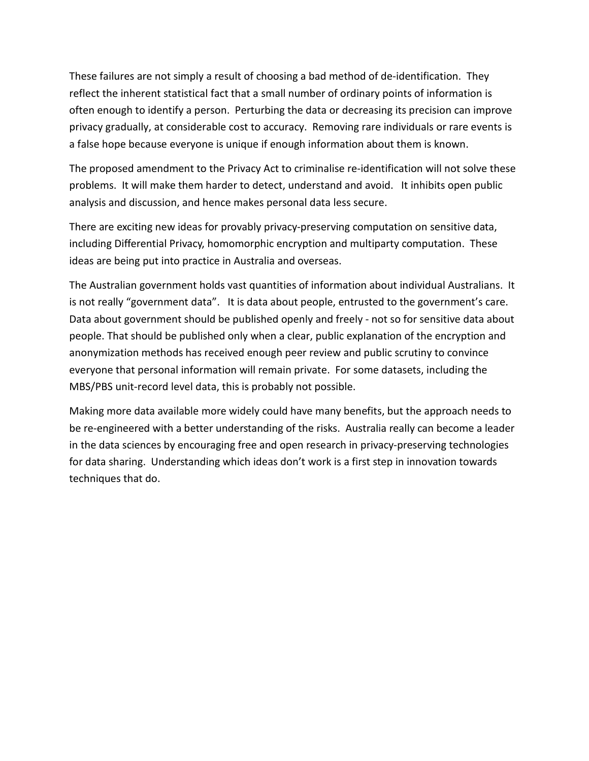These failures are not simply a result of choosing a bad method of de-identification. They reflect the inherent statistical fact that a small number of ordinary points of information is often enough to identify a person. Perturbing the data or decreasing its precision can improve privacy gradually, at considerable cost to accuracy. Removing rare individuals or rare events is a false hope because everyone is unique if enough information about them is known.

The proposed amendment to the Privacy Act to criminalise re-identification will not solve these problems. It will make them harder to detect, understand and avoid. It inhibits open public analysis and discussion, and hence makes personal data less secure.

There are exciting new ideas for provably privacy-preserving computation on sensitive data, including Differential Privacy, homomorphic encryption and multiparty computation. These ideas are being put into practice in Australia and overseas.

The Australian government holds vast quantities of information about individual Australians. It is not really "government data". It is data about people, entrusted to the government's care. Data about government should be published openly and freely - not so for sensitive data about people. That should be published only when a clear, public explanation of the encryption and anonymization methods has received enough peer review and public scrutiny to convince everyone that personal information will remain private. For some datasets, including the MBS/PBS unit-record level data, this is probably not possible.

Making more data available more widely could have many benefits, but the approach needs to be re-engineered with a better understanding of the risks. Australia really can become a leader in the data sciences by encouraging free and open research in privacy-preserving technologies for data sharing. Understanding which ideas don't work is a first step in innovation towards techniques that do.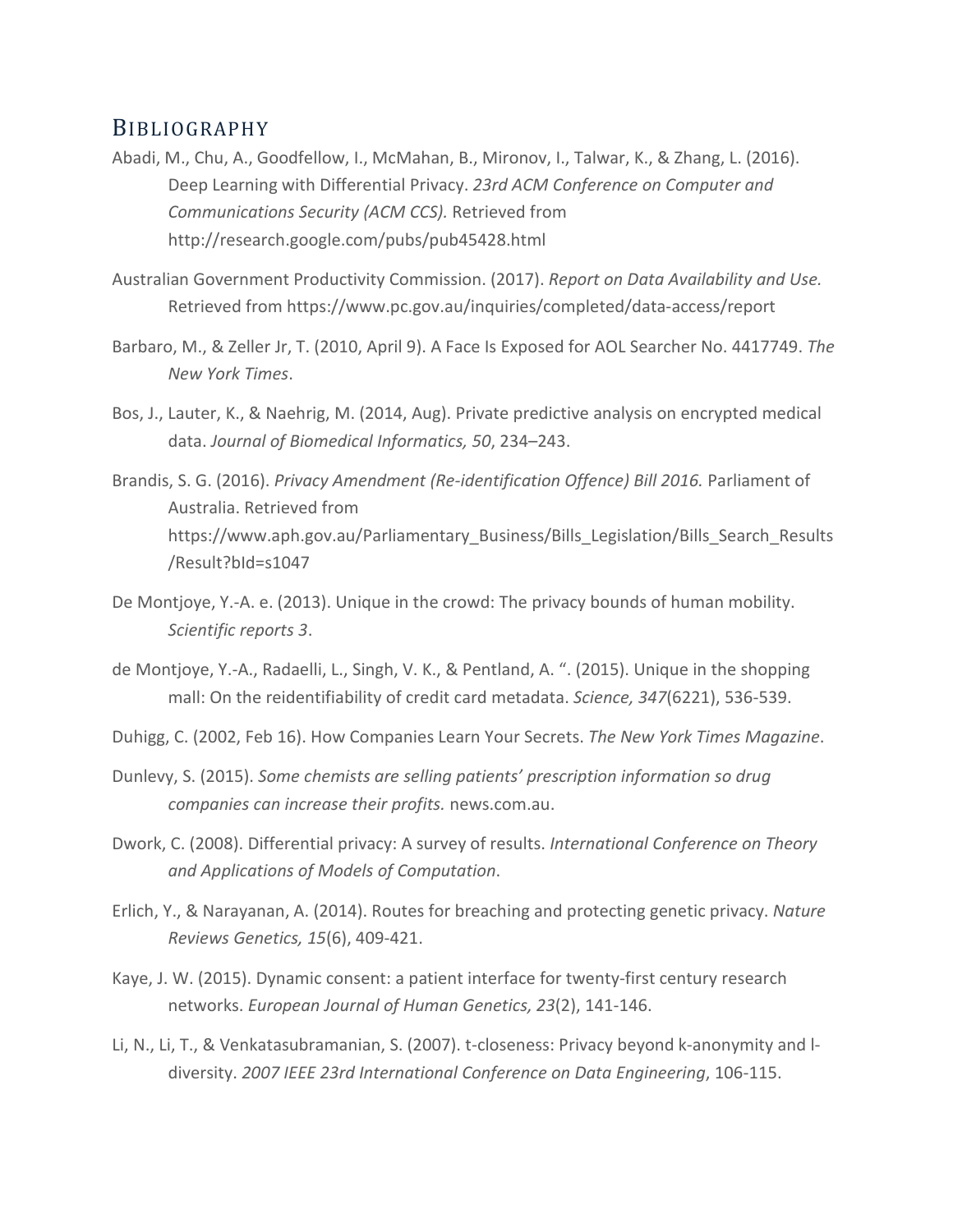## BIBLIOGRAPHY

Abadi, M., Chu, A., Goodfellow, I., McMahan, B., Mironov, I., Talwar, K., & Zhang, L. (2016). Deep Learning with Differential Privacy. *23rd ACM Conference on Computer and Communications Security (ACM CCS).* Retrieved from http://research.google.com/pubs/pub45428.html

Australian Government Productivity Commission. (2017). *Report on Data Availability and Use.* Retrieved from https://www.pc.gov.au/inquiries/completed/data-access/report

Barbaro, M., & Zeller Jr, T. (2010, April 9). A Face Is Exposed for AOL Searcher No. 4417749. *The New York Times*.

Bos, J., Lauter, K., & Naehrig, M. (2014, Aug). Private predictive analysis on encrypted medical data. *Journal of Biomedical Informatics, 50*, 234–243.

Brandis, S. G. (2016). *Privacy Amendment (Re-identification Offence) Bill 2016.* Parliament of Australia. Retrieved from https://www.aph.gov.au/Parliamentary_Business/Bills_Legislation/Bills_Search_Results/Result?bId=s1047

De Montjoye, Y.-A. e. (2013). Unique in the crowd: The privacy bounds of human mobility. *Scientific reports 3*.

de Montjoye, Y.-A., Radaelli, L., Singh, V. K., & Pentland, A. ". (2015). Unique in the shopping mall: On the reidentifiability of credit card metadata. *Science, 347*(6221), 536-539.

Duhigg, C. (2002, Feb 16). How Companies Learn Your Secrets. *The New York Times Magazine*.

Dunlevy, S. (2015). *Some chemists are selling patients' prescription information so drug companies can increase their profits.* news.com.au.

Dwork, C. (2008). Differential privacy: A survey of results. *International Conference on Theory and Applications of Models of Computation*.

Erlich, Y., & Narayanan, A. (2014). Routes for breaching and protecting genetic privacy. *Nature Reviews Genetics, 15*(6), 409-421.

Kaye, J. W. (2015). Dynamic consent: a patient interface for twenty-first century research networks. *European Journal of Human Genetics, 23*(2), 141-146.

Li, N., Li, T., & Venkatasubramanian, S. (2007). t-closeness: Privacy beyond k-anonymity and l-diversity. *2007 IEEE 23rd International Conference on Data Engineering*, 106-115.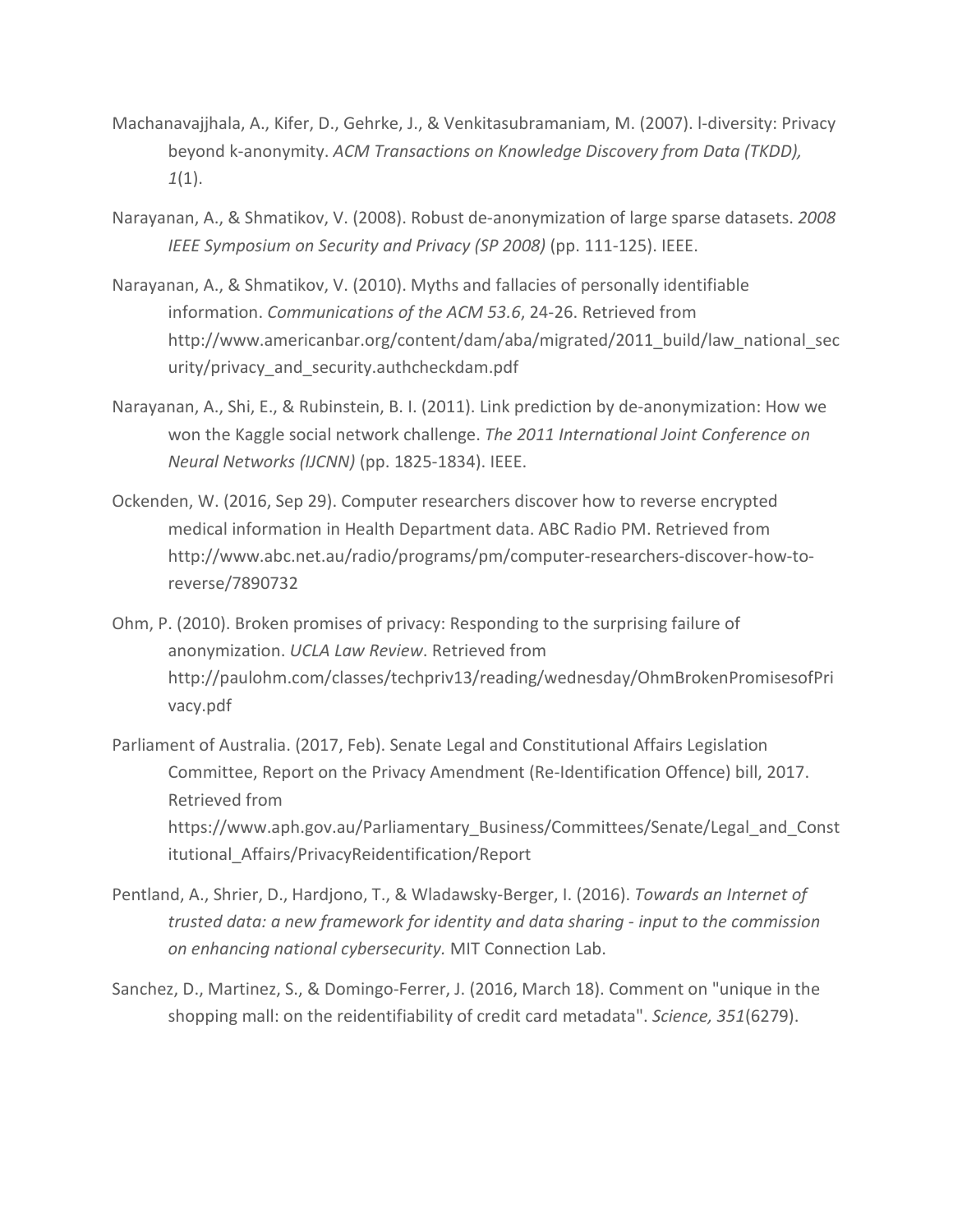Machanavajjhala, A., Kifer, D., Gehrke, J., & Venkitasubramaniam, M. (2007). l-diversity: Privacy beyond k-anonymity. *ACM Transactions on Knowledge Discovery from Data (TKDD), 1*(1).

Narayanan, A., & Shmatikov, V. (2008). Robust de-anonymization of large sparse datasets. *2008 IEEE Symposium on Security and Privacy (SP 2008)* (pp. 111-125). IEEE.

Narayanan, A., & Shmatikov, V. (2010). Myths and fallacies of personally identifiable information. *Communications of the ACM 53.6*, 24-26. Retrieved from http://www.americanbar.org/content/dam/aba/migrated/2011_build/law_national_security/privacy_and_security.authcheckdam.pdf

Narayanan, A., Shi, E., & Rubinstein, B. I. (2011). Link prediction by de-anonymization: How we won the Kaggle social network challenge. *The 2011 International Joint Conference on Neural Networks (IJCNN)* (pp. 1825-1834). IEEE.

Ockenden, W. (2016, Sep 29). Computer researchers discover how to reverse encrypted medical information in Health Department data. ABC Radio PM. Retrieved from http://www.abc.net.au/radio/programs/pm/computer-researchers-discover-how-to-reverse/7890732

Ohm, P. (2010). Broken promises of privacy: Responding to the surprising failure of anonymization. *UCLA Law Review*. Retrieved from http://paulohm.com/classes/techpriv13/reading/wednesday/OhmBrokenPromisesofPrivacy.pdf

Parliament of Australia. (2017, Feb). Senate Legal and Constitutional Affairs Legislation Committee, Report on the Privacy Amendment (Re-Identification Offence) bill, 2017. Retrieved from https://www.aph.gov.au/Parliamentary_Business/Committees/Senate/Legal_and_Constitutional_Affairs/PrivacyReidentification/Report

Pentland, A., Shrier, D., Hardjono, T., & Wladawsky-Berger, I. (2016). *Towards an Internet of trusted data: a new framework for identity and data sharing - input to the commission on enhancing national cybersecurity.* MIT Connection Lab.

Sanchez, D., Martinez, S., & Domingo-Ferrer, J. (2016, March 18). Comment on "unique in the shopping mall: on the reidentifiability of credit card metadata". *Science, 351*(6279).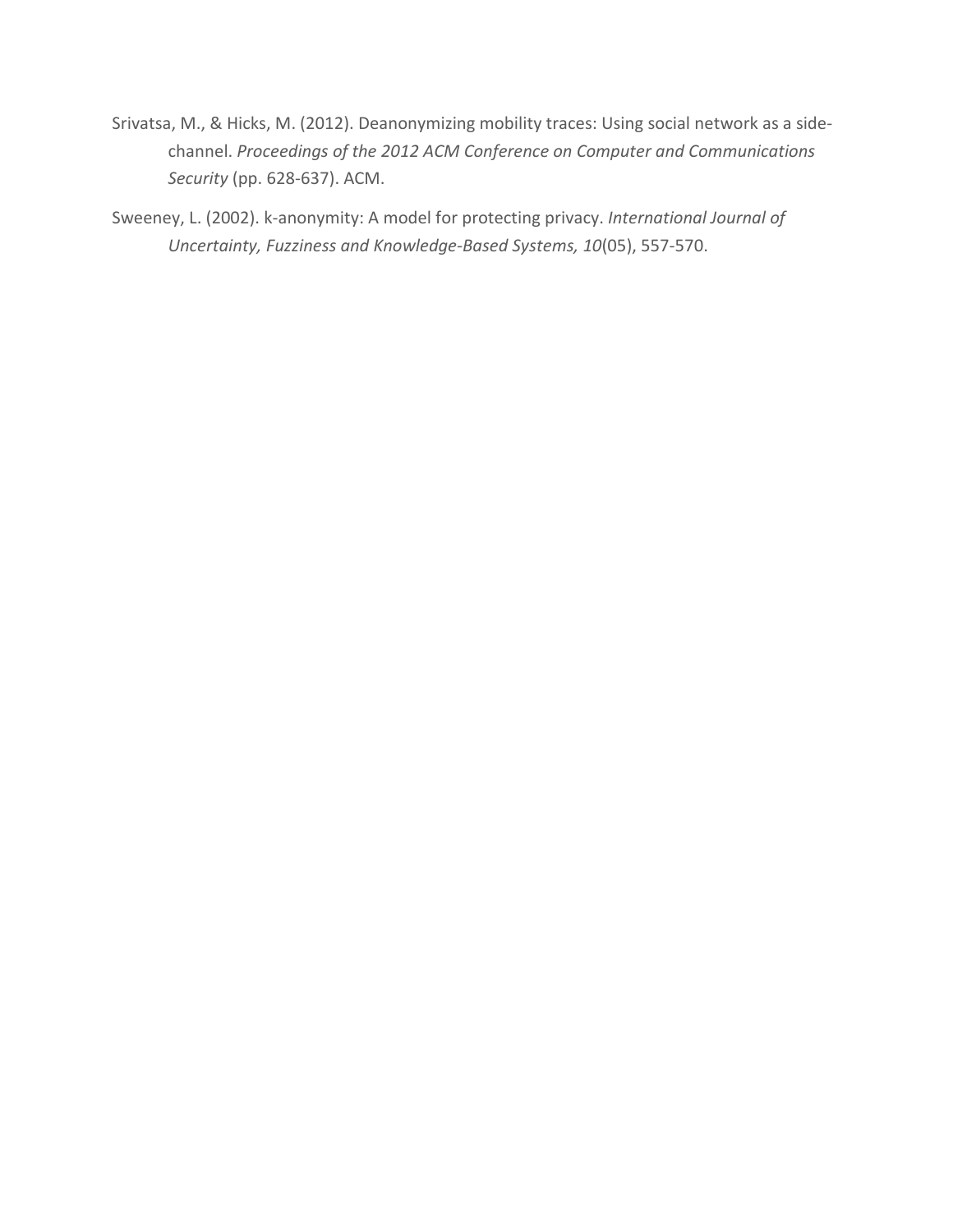Srivatsa, M., & Hicks, M. (2012). Deanonymizing mobility traces: Using social network as a side-channel. *Proceedings of the 2012 ACM Conference on Computer and Communications Security* (pp. 628-637). ACM.

Sweeney, L. (2002). k-anonymity: A model for protecting privacy. *International Journal of Uncertainty, Fuzziness and Knowledge-Based Systems, 10*(05), 557-570.